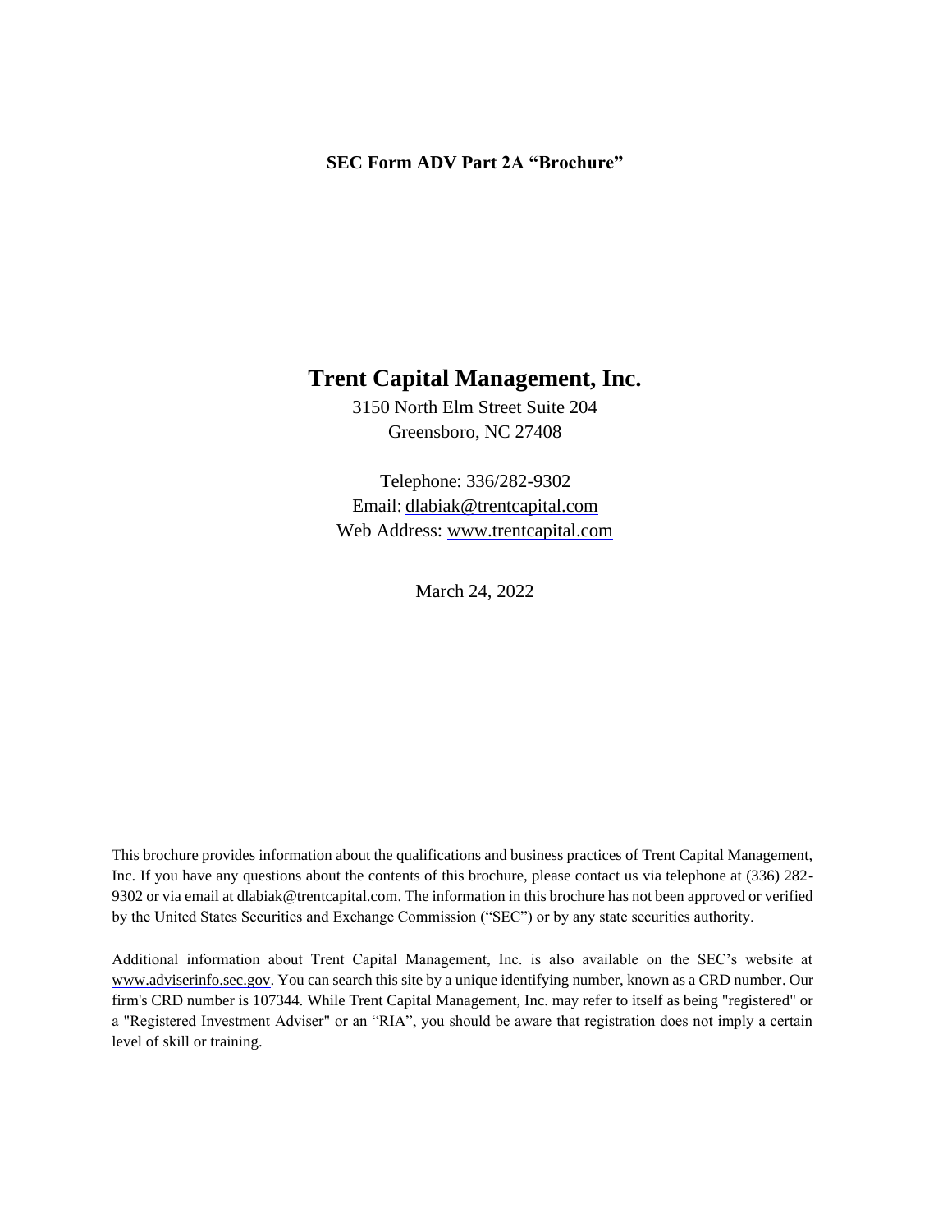**SEC Form ADV Part 2A "Brochure"**

# Trent Capital Management, Inc.

3150 North Elm Street Suite 204
Greensboro, NC 27408

Telephone: 336/282-9302
Email: dlabiak@trentcapital.com
Web Address: www.trentcapital.com

March 24, 2022

This brochure provides information about the qualifications and business practices of Trent Capital Management, Inc. If you have any questions about the contents of this brochure, please contact us via telephone at (336) 282-9302 or via email at dlabiak@trentcapital.com. The information in this brochure has not been approved or verified by the United States Securities and Exchange Commission ("SEC") or by any state securities authority.

Additional information about Trent Capital Management, Inc. is also available on the SEC's website at www.adviserinfo.sec.gov. You can search this site by a unique identifying number, known as a CRD number. Our firm's CRD number is 107344. While Trent Capital Management, Inc. may refer to itself as being "registered" or a "Registered Investment Adviser" or an "RIA", you should be aware that registration does not imply a certain level of skill or training.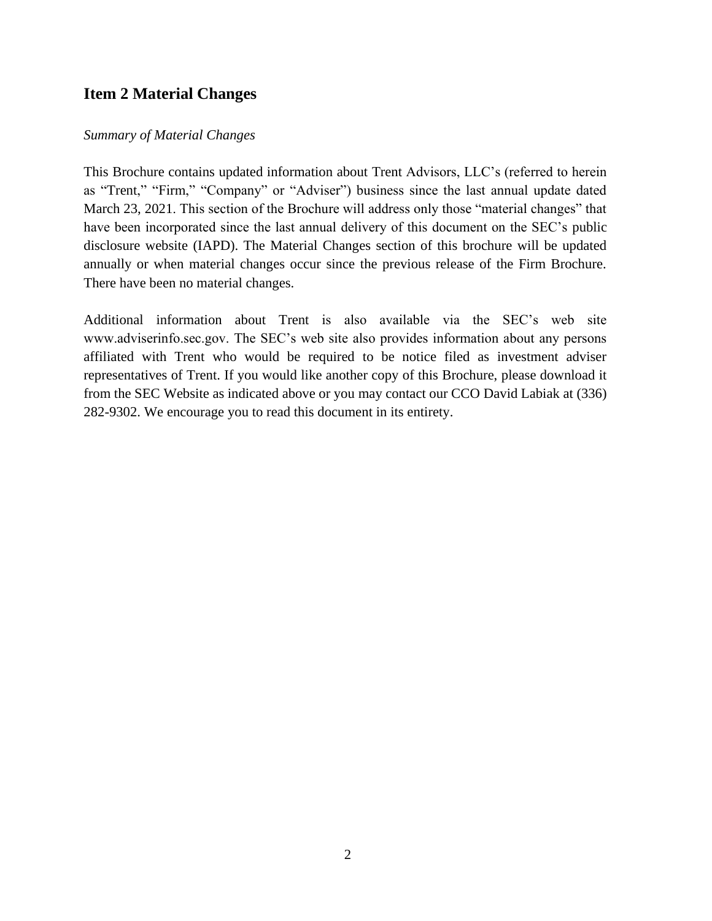## Item 2 Material Changes

*Summary of Material Changes*

This Brochure contains updated information about Trent Advisors, LLC's (referred to herein as "Trent," "Firm," "Company" or "Adviser") business since the last annual update dated March 23, 2021. This section of the Brochure will address only those "material changes" that have been incorporated since the last annual delivery of this document on the SEC's public disclosure website (IAPD). The Material Changes section of this brochure will be updated annually or when material changes occur since the previous release of the Firm Brochure. There have been no material changes.

Additional information about Trent is also available via the SEC's web site www.adviserinfo.sec.gov. The SEC's web site also provides information about any persons affiliated with Trent who would be required to be notice filed as investment adviser representatives of Trent. If you would like another copy of this Brochure, please download it from the SEC Website as indicated above or you may contact our CCO David Labiak at (336) 282-9302. We encourage you to read this document in its entirety.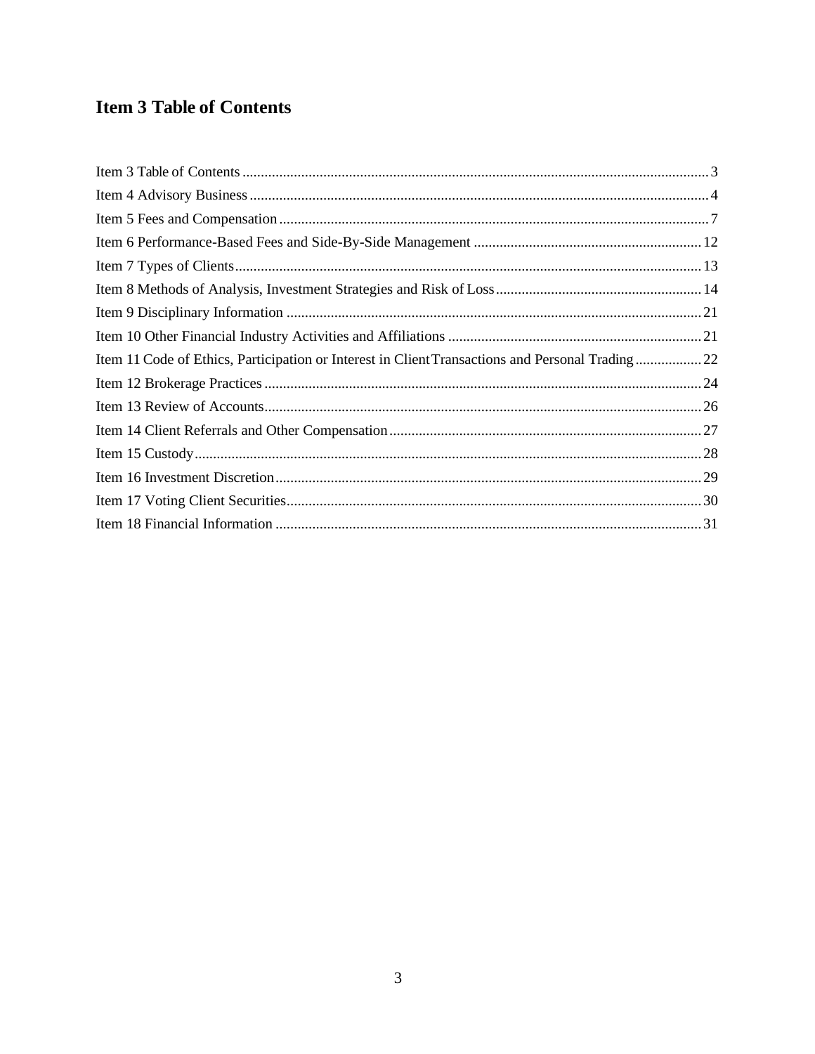# Item 3 Table of Contents

Item 3 Table of Contents ............................................................................................................................. 3
Item 4 Advisory Business ............................................................................................................................ 4
Item 5 Fees and Compensation .................................................................................................................... 7
Item 6 Performance-Based Fees and Side-By-Side Management .............................................................. 12
Item 7 Types of Clients .............................................................................................................................. 13
Item 8 Methods of Analysis, Investment Strategies and Risk of Loss ........................................................ 14
Item 9 Disciplinary Information ................................................................................................................. 21
Item 10 Other Financial Industry Activities and Affiliations ..................................................................... 21
Item 11 Code of Ethics, Participation or Interest in Client Transactions and Personal Trading .................. 22
Item 12 Brokerage Practices ....................................................................................................................... 24
Item 13 Review of Accounts ....................................................................................................................... 26
Item 14 Client Referrals and Other Compensation ..................................................................................... 27
Item 15 Custody .......................................................................................................................................... 28
Item 16 Investment Discretion .................................................................................................................... 29
Item 17 Voting Client Securities ................................................................................................................. 30
Item 18 Financial Information .................................................................................................................... 31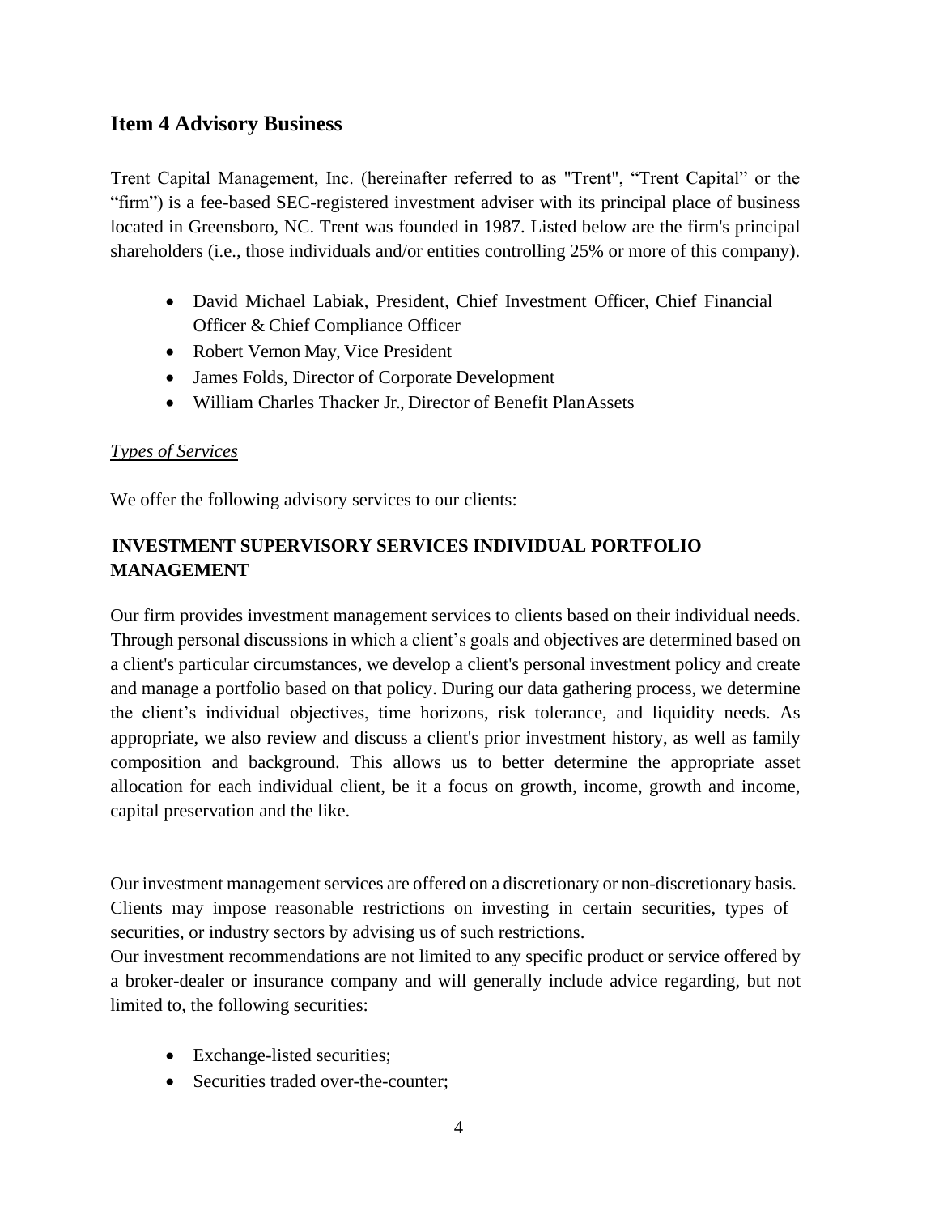## Item 4 Advisory Business

Trent Capital Management, Inc. (hereinafter referred to as "Trent", "Trent Capital" or the "firm") is a fee-based SEC-registered investment adviser with its principal place of business located in Greensboro, NC. Trent was founded in 1987. Listed below are the firm's principal shareholders (i.e., those individuals and/or entities controlling 25% or more of this company).

- David Michael Labiak, President, Chief Investment Officer, Chief Financial Officer & Chief Compliance Officer
- Robert Vernon May, Vice President
- James Folds, Director of Corporate Development
- William Charles Thacker Jr., Director of Benefit Plan Assets

*Types of Services*

We offer the following advisory services to our clients:

**INVESTMENT SUPERVISORY SERVICES INDIVIDUAL PORTFOLIO MANAGEMENT**

Our firm provides investment management services to clients based on their individual needs. Through personal discussions in which a client's goals and objectives are determined based on a client's particular circumstances, we develop a client's personal investment policy and create and manage a portfolio based on that policy. During our data gathering process, we determine the client's individual objectives, time horizons, risk tolerance, and liquidity needs. As appropriate, we also review and discuss a client's prior investment history, as well as family composition and background. This allows us to better determine the appropriate asset allocation for each individual client, be it a focus on growth, income, growth and income, capital preservation and the like.

Our investment management services are offered on a discretionary or non-discretionary basis. Clients may impose reasonable restrictions on investing in certain securities, types of securities, or industry sectors by advising us of such restrictions.
Our investment recommendations are not limited to any specific product or service offered by a broker-dealer or insurance company and will generally include advice regarding, but not limited to, the following securities:

- Exchange-listed securities;
- Securities traded over-the-counter;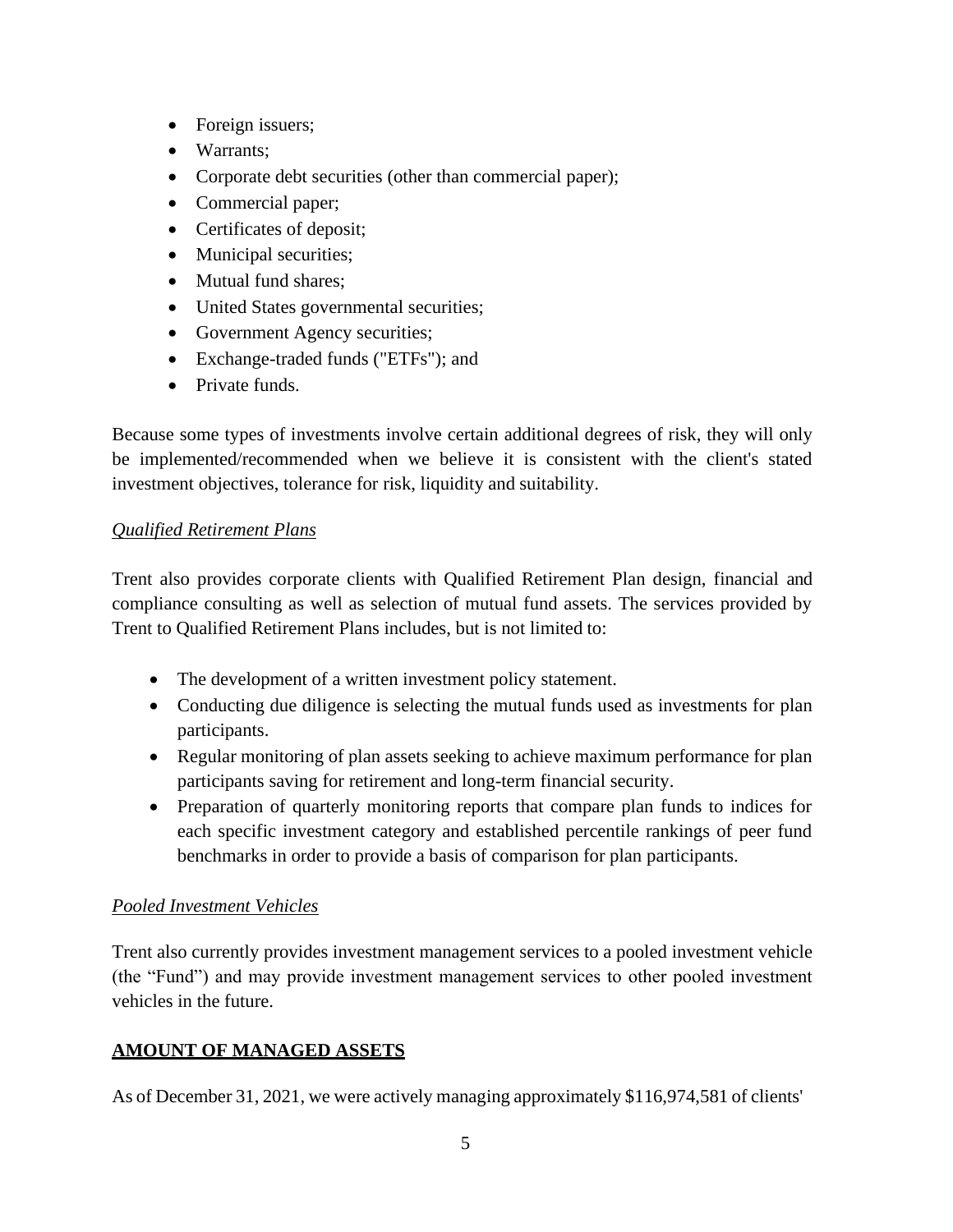- Foreign issuers;
- Warrants;
- Corporate debt securities (other than commercial paper);
- Commercial paper;
- Certificates of deposit;
- Municipal securities;
- Mutual fund shares;
- United States governmental securities;
- Government Agency securities;
- Exchange-traded funds ("ETFs"); and
- Private funds.

Because some types of investments involve certain additional degrees of risk, they will only be implemented/recommended when we believe it is consistent with the client's stated investment objectives, tolerance for risk, liquidity and suitability.

*Qualified Retirement Plans*

Trent also provides corporate clients with Qualified Retirement Plan design, financial and compliance consulting as well as selection of mutual fund assets. The services provided by Trent to Qualified Retirement Plans includes, but is not limited to:

- The development of a written investment policy statement.
- Conducting due diligence is selecting the mutual funds used as investments for plan participants.
- Regular monitoring of plan assets seeking to achieve maximum performance for plan participants saving for retirement and long-term financial security.
- Preparation of quarterly monitoring reports that compare plan funds to indices for each specific investment category and established percentile rankings of peer fund benchmarks in order to provide a basis of comparison for plan participants.

*Pooled Investment Vehicles*

Trent also currently provides investment management services to a pooled investment vehicle (the "Fund") and may provide investment management services to other pooled investment vehicles in the future.

**AMOUNT OF MANAGED ASSETS**

As of December 31, 2021, we were actively managing approximately $116,974,581 of clients'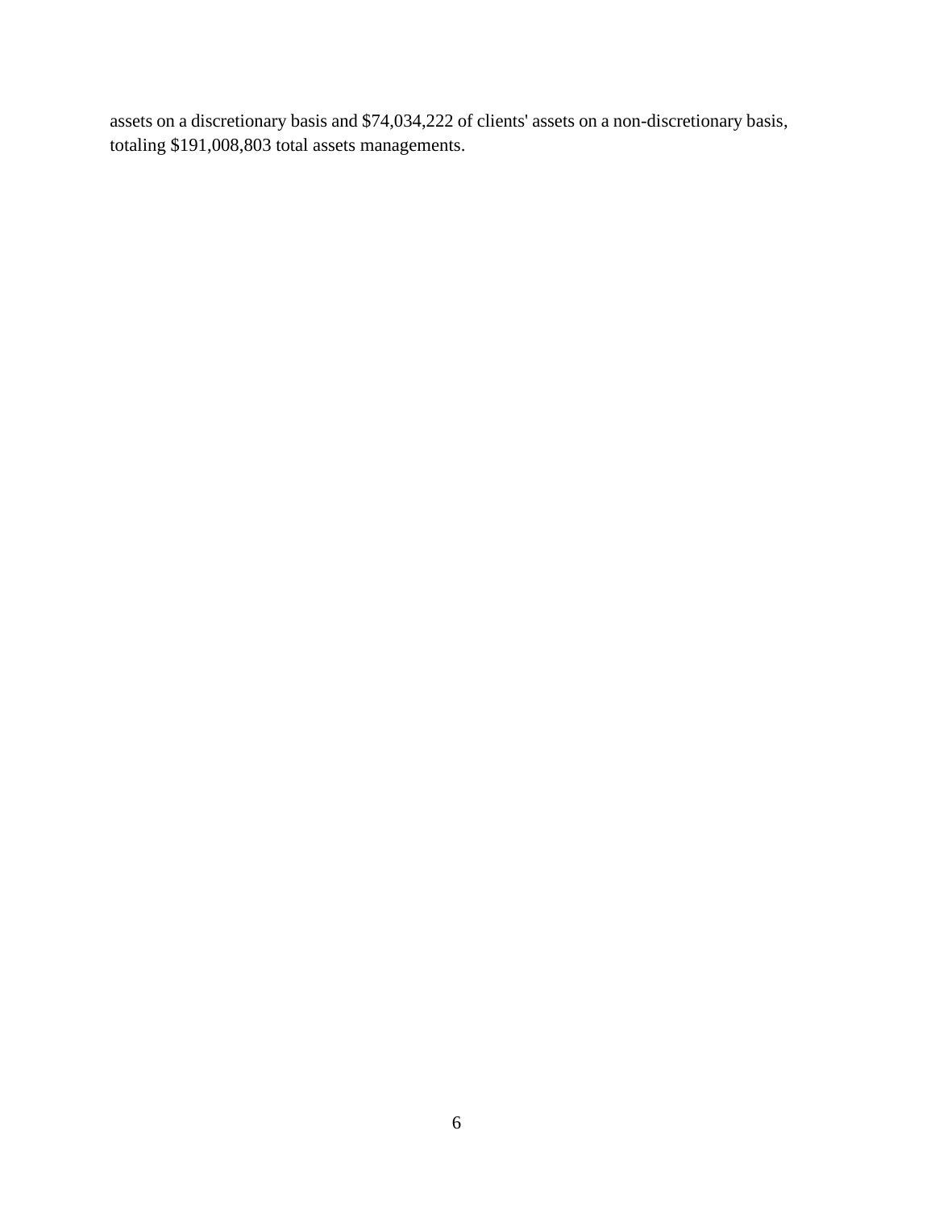assets on a discretionary basis and $74,034,222 of clients' assets on a non-discretionary basis, totaling $191,008,803 total assets managements.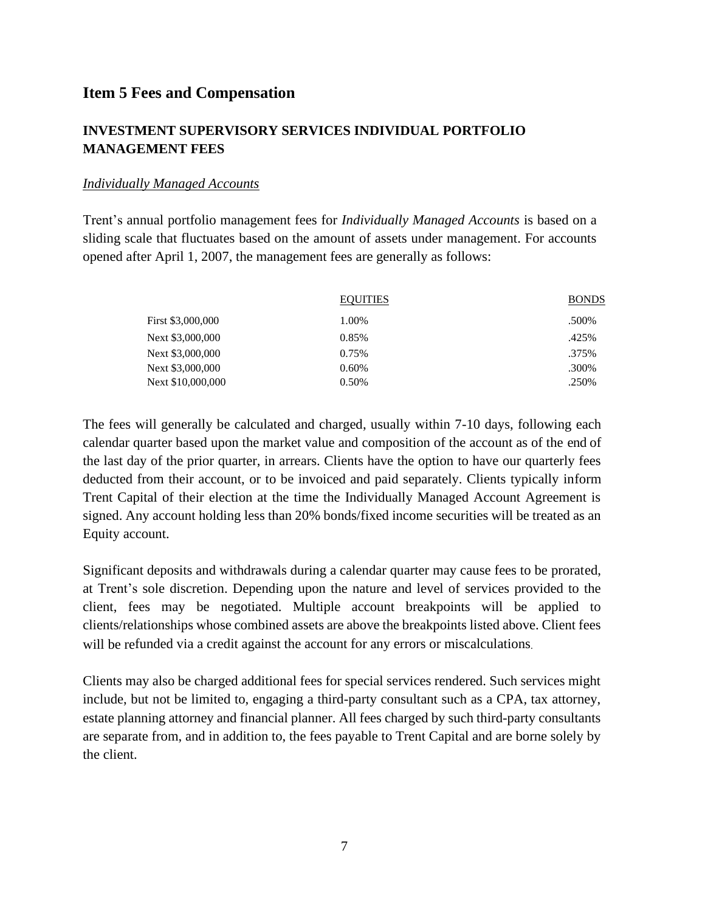## Item 5 Fees and Compensation

### INVESTMENT SUPERVISORY SERVICES INDIVIDUAL PORTFOLIO MANAGEMENT FEES

*Individually Managed Accounts*

Trent's annual portfolio management fees for *Individually Managed Accounts* is based on a sliding scale that fluctuates based on the amount of assets under management. For accounts opened after April 1, 2007, the management fees are generally as follows:

| | EQUITIES | BONDS |
|---|---|---|
| First $3,000,000 | 1.00% | .500% |
| Next $3,000,000 | 0.85% | .425% |
| Next $3,000,000 | 0.75% | .375% |
| Next $3,000,000 | 0.60% | .300% |
| Next $10,000,000 | 0.50% | .250% |

The fees will generally be calculated and charged, usually within 7-10 days, following each calendar quarter based upon the market value and composition of the account as of the end of the last day of the prior quarter, in arrears. Clients have the option to have our quarterly fees deducted from their account, or to be invoiced and paid separately. Clients typically inform Trent Capital of their election at the time the Individually Managed Account Agreement is signed. Any account holding less than 20% bonds/fixed income securities will be treated as an Equity account.

Significant deposits and withdrawals during a calendar quarter may cause fees to be prorated, at Trent's sole discretion. Depending upon the nature and level of services provided to the client, fees may be negotiated. Multiple account breakpoints will be applied to clients/relationships whose combined assets are above the breakpoints listed above. Client fees will be refunded via a credit against the account for any errors or miscalculations.

Clients may also be charged additional fees for special services rendered. Such services might include, but not be limited to, engaging a third-party consultant such as a CPA, tax attorney, estate planning attorney and financial planner. All fees charged by such third-party consultants are separate from, and in addition to, the fees payable to Trent Capital and are borne solely by the client.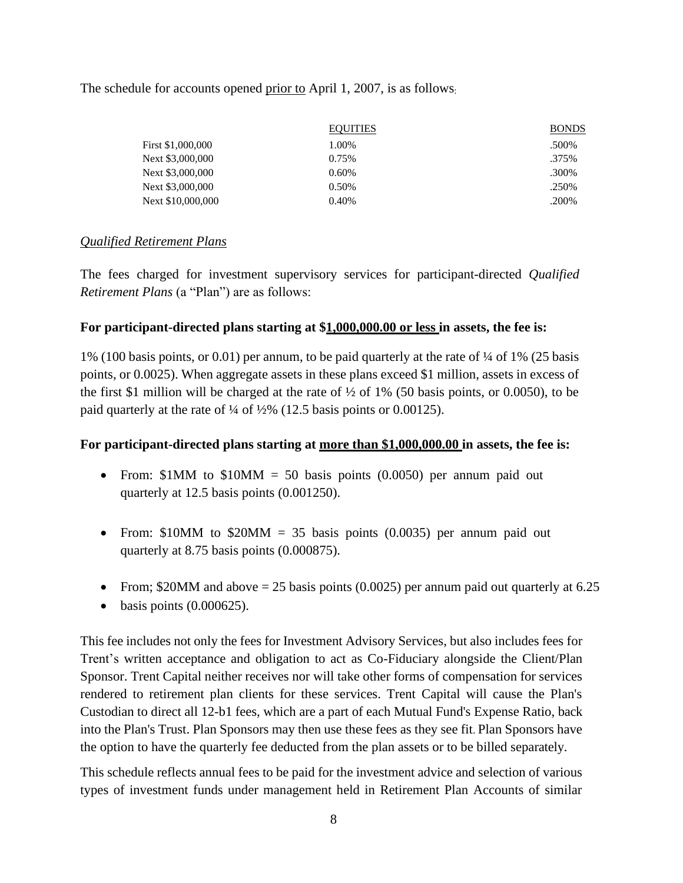The schedule for accounts opened <u>prior to</u> April 1, 2007, is as follows:

| | EQUITIES | BONDS |
|---|---|---|
| First $1,000,000 | 1.00% | .500% |
| Next $3,000,000 | 0.75% | .375% |
| Next $3,000,000 | 0.60% | .300% |
| Next $3,000,000 | 0.50% | .250% |
| Next $10,000,000 | 0.40% | .200% |

*Qualified Retirement Plans*

The fees charged for investment supervisory services for participant-directed *Qualified Retirement Plans* (a "Plan") are as follows:

**For participant-directed plans starting at $<u>1,000,000.00 or less</u> in assets, the fee is:**

1% (100 basis points, or 0.01) per annum, to be paid quarterly at the rate of ¼ of 1% (25 basis points, or 0.0025). When aggregate assets in these plans exceed $1 million, assets in excess of the first $1 million will be charged at the rate of ½ of 1% (50 basis points, or 0.0050), to be paid quarterly at the rate of ¼ of ½% (12.5 basis points or 0.00125).

**For participant-directed plans starting at <u>more than $1,000,000.00</u> in assets, the fee is:**

- From: $1MM to $10MM = 50 basis points (0.0050) per annum paid out quarterly at 12.5 basis points (0.001250).
- From: $10MM to $20MM = 35 basis points (0.0035) per annum paid out quarterly at 8.75 basis points (0.000875).
- From; $20MM and above = 25 basis points (0.0025) per annum paid out quarterly at 6.25
- basis points (0.000625).

This fee includes not only the fees for Investment Advisory Services, but also includes fees for Trent's written acceptance and obligation to act as Co-Fiduciary alongside the Client/Plan Sponsor. Trent Capital neither receives nor will take other forms of compensation for services rendered to retirement plan clients for these services. Trent Capital will cause the Plan's Custodian to direct all 12-b1 fees, which are a part of each Mutual Fund's Expense Ratio, back into the Plan's Trust. Plan Sponsors may then use these fees as they see fit. Plan Sponsors have the option to have the quarterly fee deducted from the plan assets or to be billed separately.

This schedule reflects annual fees to be paid for the investment advice and selection of various types of investment funds under management held in Retirement Plan Accounts of similar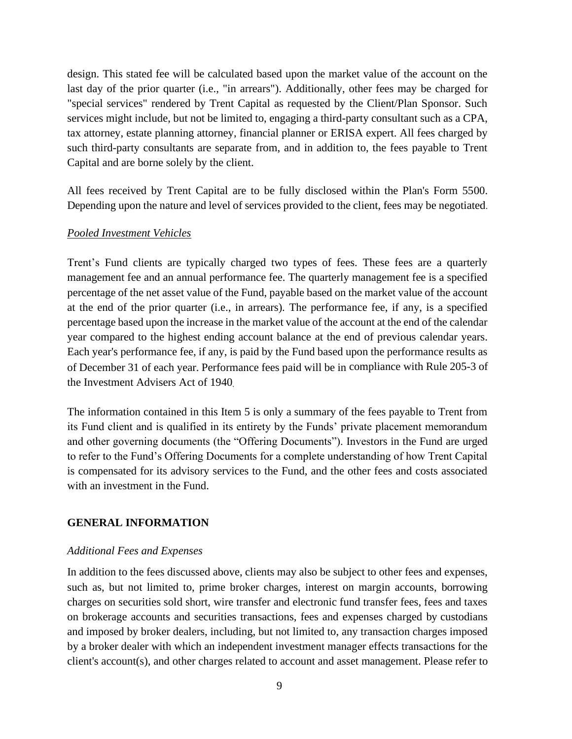design. This stated fee will be calculated based upon the market value of the account on the last day of the prior quarter (i.e., "in arrears"). Additionally, other fees may be charged for "special services" rendered by Trent Capital as requested by the Client/Plan Sponsor. Such services might include, but not be limited to, engaging a third-party consultant such as a CPA, tax attorney, estate planning attorney, financial planner or ERISA expert. All fees charged by such third-party consultants are separate from, and in addition to, the fees payable to Trent Capital and are borne solely by the client.

All fees received by Trent Capital are to be fully disclosed within the Plan's Form 5500. Depending upon the nature and level of services provided to the client, fees may be negotiated.

*Pooled Investment Vehicles*

Trent's Fund clients are typically charged two types of fees. These fees are a quarterly management fee and an annual performance fee. The quarterly management fee is a specified percentage of the net asset value of the Fund, payable based on the market value of the account at the end of the prior quarter (i.e., in arrears). The performance fee, if any, is a specified percentage based upon the increase in the market value of the account at the end of the calendar year compared to the highest ending account balance at the end of previous calendar years. Each year's performance fee, if any, is paid by the Fund based upon the performance results as of December 31 of each year. Performance fees paid will be in compliance with Rule 205-3 of the Investment Advisers Act of 1940.

The information contained in this Item 5 is only a summary of the fees payable to Trent from its Fund client and is qualified in its entirety by the Funds' private placement memorandum and other governing documents (the "Offering Documents"). Investors in the Fund are urged to refer to the Fund's Offering Documents for a complete understanding of how Trent Capital is compensated for its advisory services to the Fund, and the other fees and costs associated with an investment in the Fund.

**GENERAL INFORMATION**

*Additional Fees and Expenses*

In addition to the fees discussed above, clients may also be subject to other fees and expenses, such as, but not limited to, prime broker charges, interest on margin accounts, borrowing charges on securities sold short, wire transfer and electronic fund transfer fees, fees and taxes on brokerage accounts and securities transactions, fees and expenses charged by custodians and imposed by broker dealers, including, but not limited to, any transaction charges imposed by a broker dealer with which an independent investment manager effects transactions for the client's account(s), and other charges related to account and asset management. Please refer to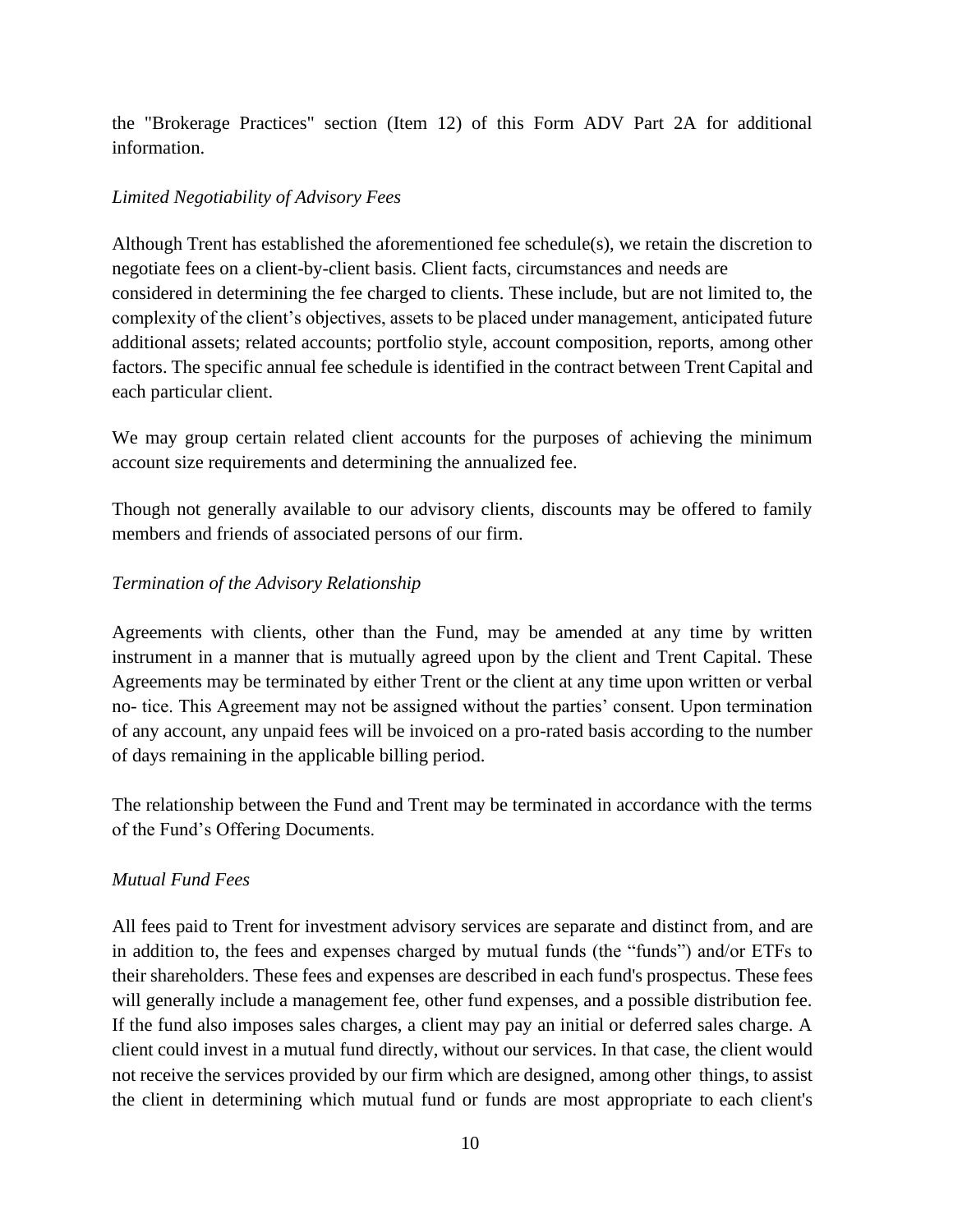the "Brokerage Practices" section (Item 12) of this Form ADV Part 2A for additional information.

*Limited Negotiability of Advisory Fees*

Although Trent has established the aforementioned fee schedule(s), we retain the discretion to negotiate fees on a client-by-client basis. Client facts, circumstances and needs are considered in determining the fee charged to clients. These include, but are not limited to, the complexity of the client's objectives, assets to be placed under management, anticipated future additional assets; related accounts; portfolio style, account composition, reports, among other factors. The specific annual fee schedule is identified in the contract between Trent Capital and each particular client.

We may group certain related client accounts for the purposes of achieving the minimum account size requirements and determining the annualized fee.

Though not generally available to our advisory clients, discounts may be offered to family members and friends of associated persons of our firm.

*Termination of the Advisory Relationship*

Agreements with clients, other than the Fund, may be amended at any time by written instrument in a manner that is mutually agreed upon by the client and Trent Capital. These Agreements may be terminated by either Trent or the client at any time upon written or verbal no- tice. This Agreement may not be assigned without the parties' consent. Upon termination of any account, any unpaid fees will be invoiced on a pro-rated basis according to the number of days remaining in the applicable billing period.

The relationship between the Fund and Trent may be terminated in accordance with the terms of the Fund's Offering Documents.

*Mutual Fund Fees*

All fees paid to Trent for investment advisory services are separate and distinct from, and are in addition to, the fees and expenses charged by mutual funds (the "funds") and/or ETFs to their shareholders. These fees and expenses are described in each fund's prospectus. These fees will generally include a management fee, other fund expenses, and a possible distribution fee. If the fund also imposes sales charges, a client may pay an initial or deferred sales charge. A client could invest in a mutual fund directly, without our services. In that case, the client would not receive the services provided by our firm which are designed, among other things, to assist the client in determining which mutual fund or funds are most appropriate to each client's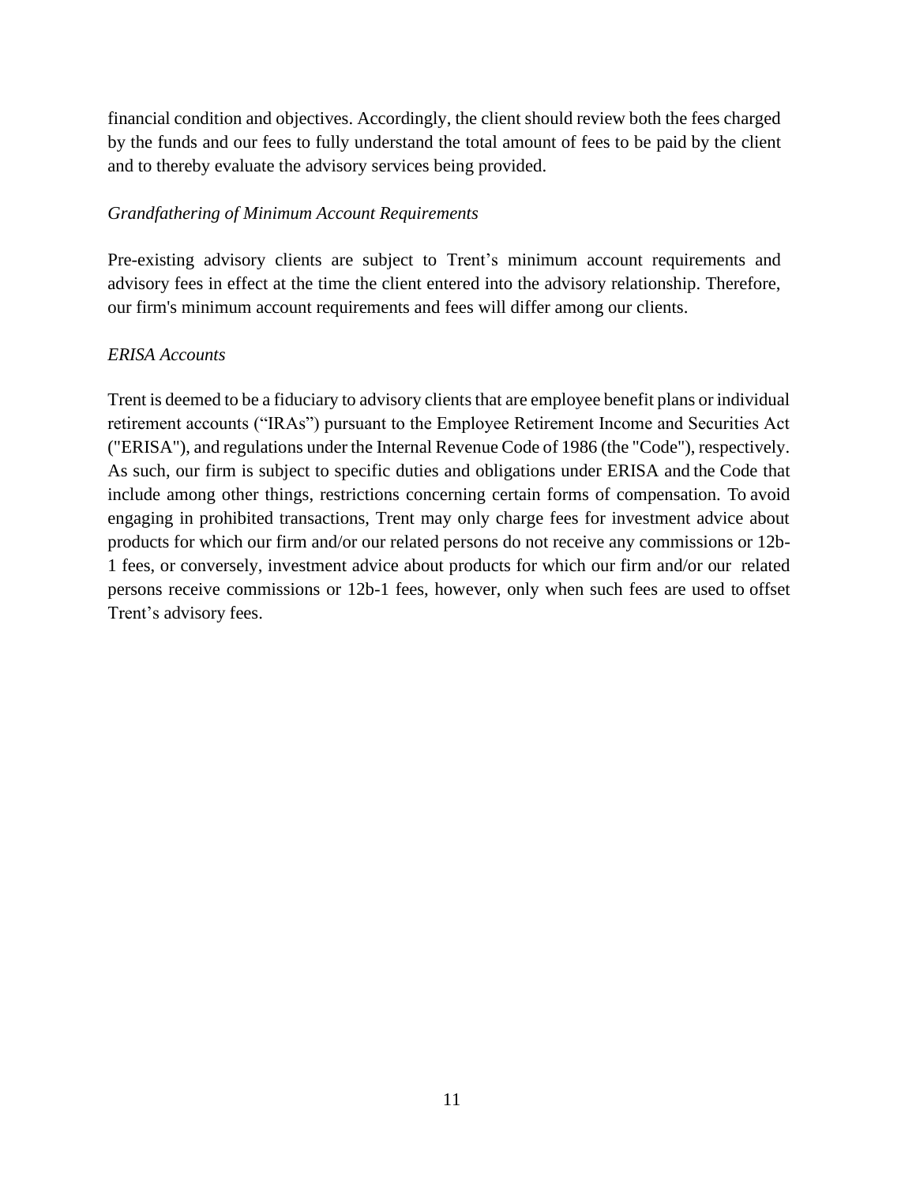financial condition and objectives. Accordingly, the client should review both the fees charged by the funds and our fees to fully understand the total amount of fees to be paid by the client and to thereby evaluate the advisory services being provided.

*Grandfathering of Minimum Account Requirements*

Pre-existing advisory clients are subject to Trent's minimum account requirements and advisory fees in effect at the time the client entered into the advisory relationship. Therefore, our firm's minimum account requirements and fees will differ among our clients.

*ERISA Accounts*

Trent is deemed to be a fiduciary to advisory clients that are employee benefit plans or individual retirement accounts ("IRAs") pursuant to the Employee Retirement Income and Securities Act ("ERISA"), and regulations under the Internal Revenue Code of 1986 (the "Code"), respectively. As such, our firm is subject to specific duties and obligations under ERISA and the Code that include among other things, restrictions concerning certain forms of compensation. To avoid engaging in prohibited transactions, Trent may only charge fees for investment advice about products for which our firm and/or our related persons do not receive any commissions or 12b-1 fees, or conversely, investment advice about products for which our firm and/or our related persons receive commissions or 12b-1 fees, however, only when such fees are used to offset Trent's advisory fees.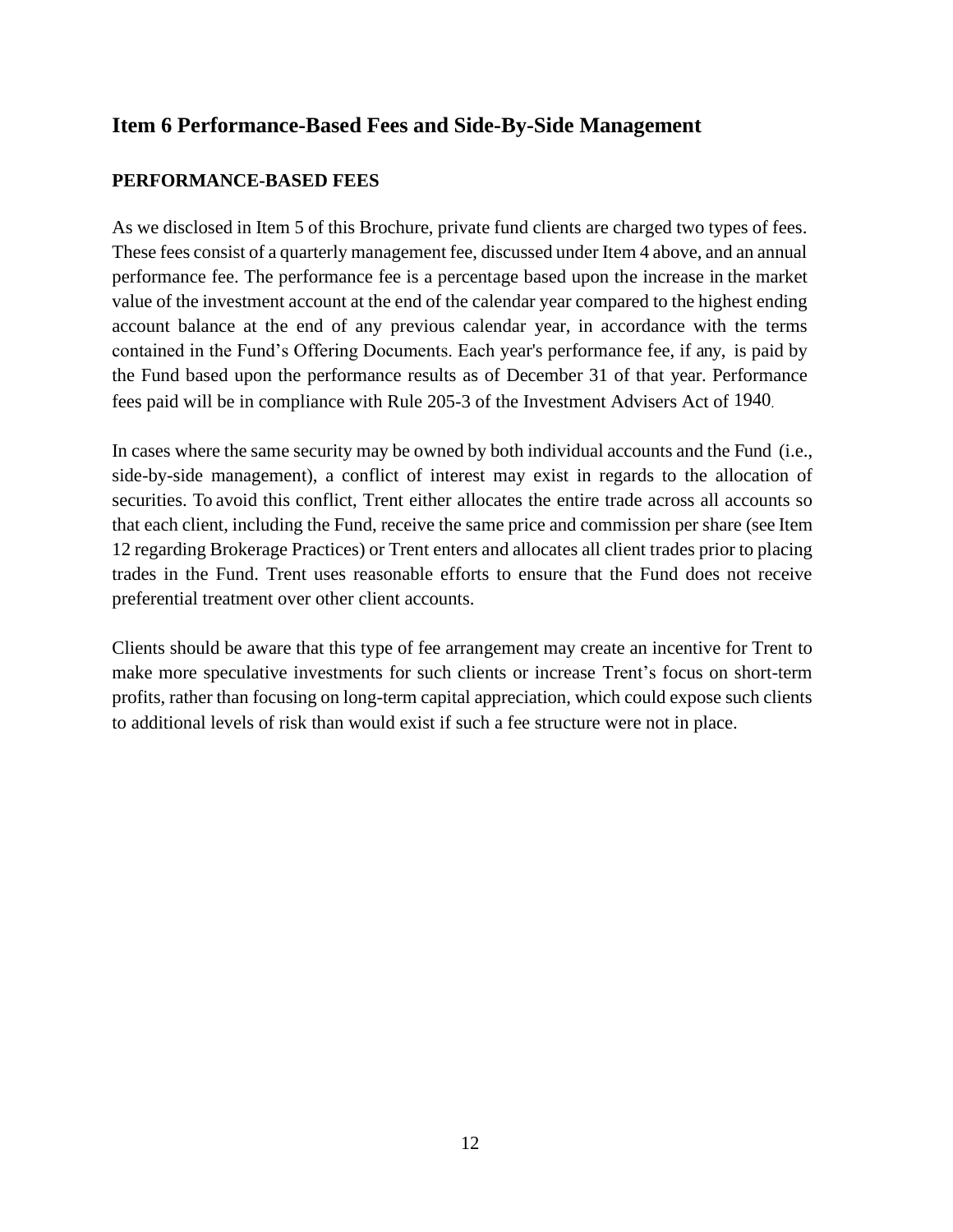## Item 6 Performance-Based Fees and Side-By-Side Management

### PERFORMANCE-BASED FEES

As we disclosed in Item 5 of this Brochure, private fund clients are charged two types of fees. These fees consist of a quarterly management fee, discussed under Item 4 above, and an annual performance fee. The performance fee is a percentage based upon the increase in the market value of the investment account at the end of the calendar year compared to the highest ending account balance at the end of any previous calendar year, in accordance with the terms contained in the Fund's Offering Documents. Each year's performance fee, if any, is paid by the Fund based upon the performance results as of December 31 of that year. Performance fees paid will be in compliance with Rule 205-3 of the Investment Advisers Act of 1940.

In cases where the same security may be owned by both individual accounts and the Fund (i.e., side-by-side management), a conflict of interest may exist in regards to the allocation of securities. To avoid this conflict, Trent either allocates the entire trade across all accounts so that each client, including the Fund, receive the same price and commission per share (see Item 12 regarding Brokerage Practices) or Trent enters and allocates all client trades prior to placing trades in the Fund. Trent uses reasonable efforts to ensure that the Fund does not receive preferential treatment over other client accounts.

Clients should be aware that this type of fee arrangement may create an incentive for Trent to make more speculative investments for such clients or increase Trent's focus on short-term profits, rather than focusing on long-term capital appreciation, which could expose such clients to additional levels of risk than would exist if such a fee structure were not in place.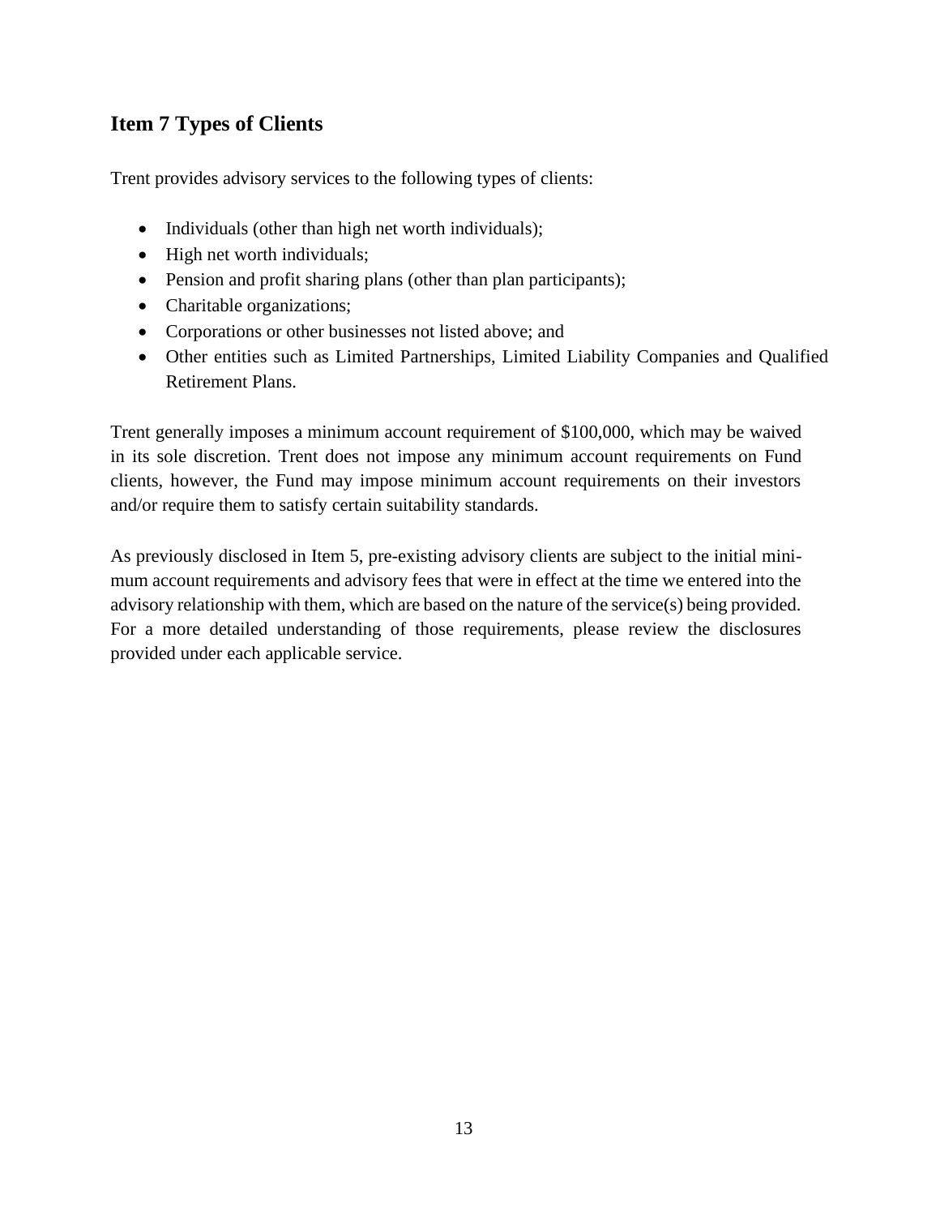## Item 7 Types of Clients

Trent provides advisory services to the following types of clients:

- Individuals (other than high net worth individuals);
- High net worth individuals;
- Pension and profit sharing plans (other than plan participants);
- Charitable organizations;
- Corporations or other businesses not listed above; and
- Other entities such as Limited Partnerships, Limited Liability Companies and Qualified Retirement Plans.

Trent generally imposes a minimum account requirement of $100,000, which may be waived in its sole discretion. Trent does not impose any minimum account requirements on Fund clients, however, the Fund may impose minimum account requirements on their investors and/or require them to satisfy certain suitability standards.

As previously disclosed in Item 5, pre-existing advisory clients are subject to the initial minimum account requirements and advisory fees that were in effect at the time we entered into the advisory relationship with them, which are based on the nature of the service(s) being provided. For a more detailed understanding of those requirements, please review the disclosures provided under each applicable service.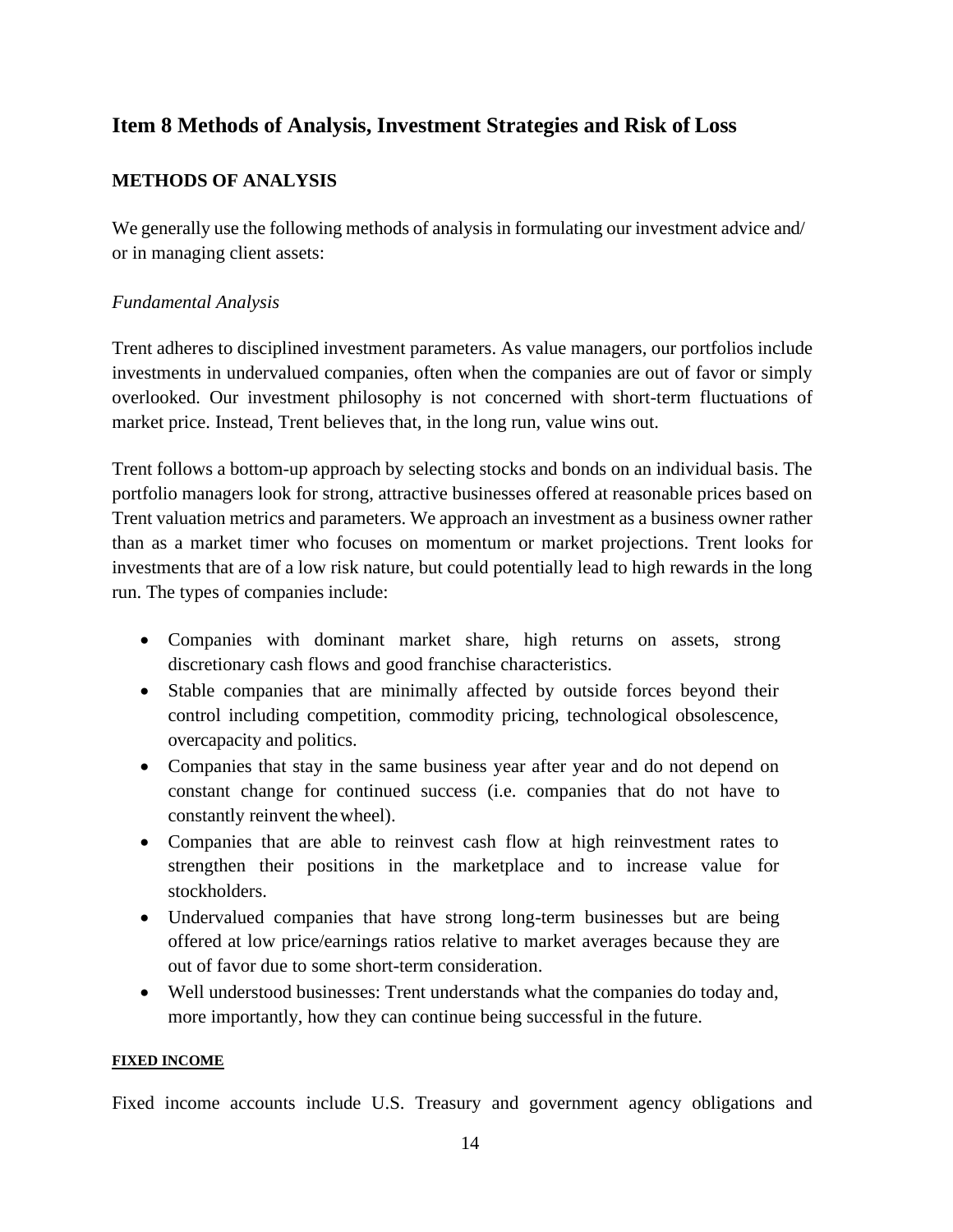## Item 8 Methods of Analysis, Investment Strategies and Risk of Loss

### METHODS OF ANALYSIS

We generally use the following methods of analysis in formulating our investment advice and/ or in managing client assets:

*Fundamental Analysis*

Trent adheres to disciplined investment parameters. As value managers, our portfolios include investments in undervalued companies, often when the companies are out of favor or simply overlooked. Our investment philosophy is not concerned with short-term fluctuations of market price. Instead, Trent believes that, in the long run, value wins out.

Trent follows a bottom-up approach by selecting stocks and bonds on an individual basis. The portfolio managers look for strong, attractive businesses offered at reasonable prices based on Trent valuation metrics and parameters. We approach an investment as a business owner rather than as a market timer who focuses on momentum or market projections. Trent looks for investments that are of a low risk nature, but could potentially lead to high rewards in the long run. The types of companies include:

- Companies with dominant market share, high returns on assets, strong discretionary cash flows and good franchise characteristics.
- Stable companies that are minimally affected by outside forces beyond their control including competition, commodity pricing, technological obsolescence, overcapacity and politics.
- Companies that stay in the same business year after year and do not depend on constant change for continued success (i.e. companies that do not have to constantly reinvent the wheel).
- Companies that are able to reinvest cash flow at high reinvestment rates to strengthen their positions in the marketplace and to increase value for stockholders.
- Undervalued companies that have strong long-term businesses but are being offered at low price/earnings ratios relative to market averages because they are out of favor due to some short-term consideration.
- Well understood businesses: Trent understands what the companies do today and, more importantly, how they can continue being successful in the future.

**FIXED INCOME**

Fixed income accounts include U.S. Treasury and government agency obligations and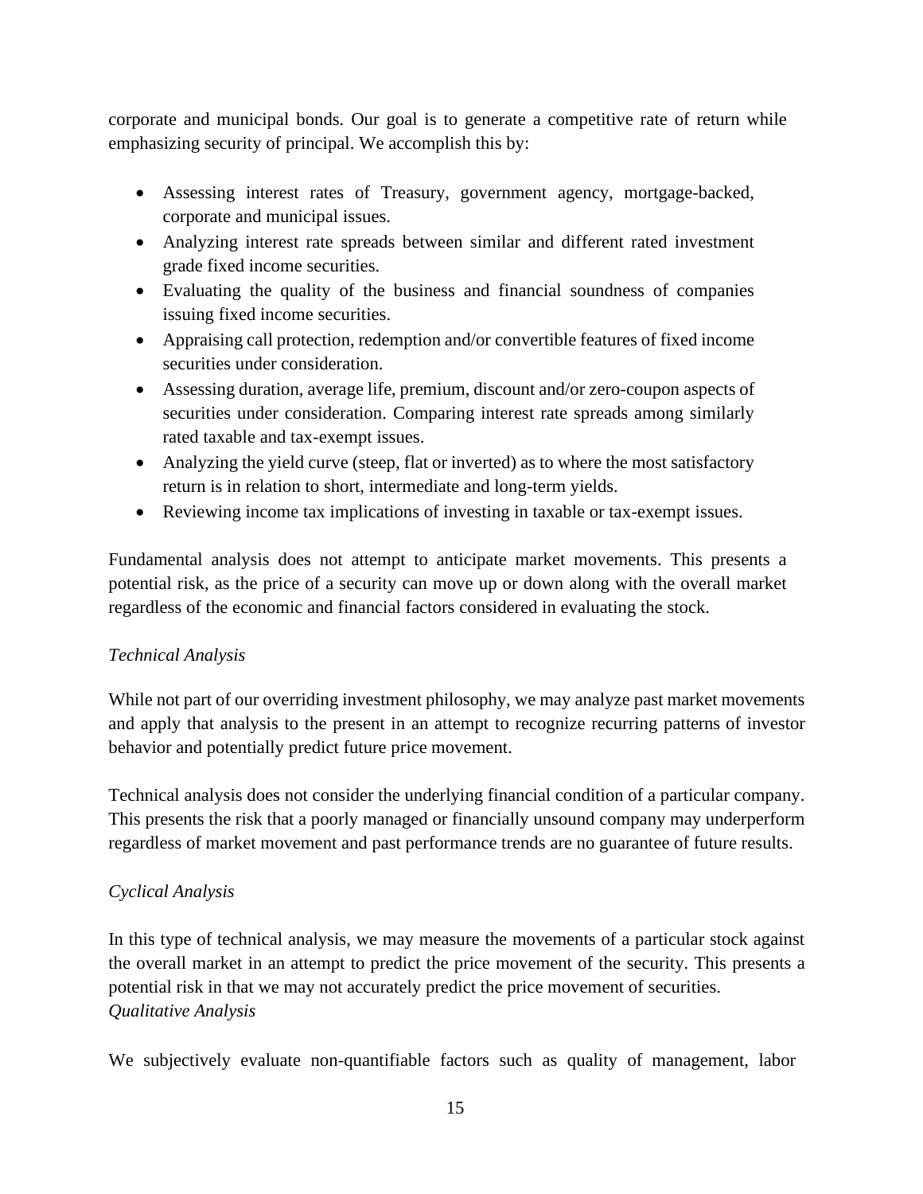corporate and municipal bonds. Our goal is to generate a competitive rate of return while emphasizing security of principal. We accomplish this by:

- Assessing interest rates of Treasury, government agency, mortgage-backed, corporate and municipal issues.
- Analyzing interest rate spreads between similar and different rated investment grade fixed income securities.
- Evaluating the quality of the business and financial soundness of companies issuing fixed income securities.
- Appraising call protection, redemption and/or convertible features of fixed income securities under consideration.
- Assessing duration, average life, premium, discount and/or zero-coupon aspects of securities under consideration. Comparing interest rate spreads among similarly rated taxable and tax-exempt issues.
- Analyzing the yield curve (steep, flat or inverted) as to where the most satisfactory return is in relation to short, intermediate and long-term yields.
- Reviewing income tax implications of investing in taxable or tax-exempt issues.

Fundamental analysis does not attempt to anticipate market movements. This presents a potential risk, as the price of a security can move up or down along with the overall market regardless of the economic and financial factors considered in evaluating the stock.

*Technical Analysis*

While not part of our overriding investment philosophy, we may analyze past market movements and apply that analysis to the present in an attempt to recognize recurring patterns of investor behavior and potentially predict future price movement.

Technical analysis does not consider the underlying financial condition of a particular company. This presents the risk that a poorly managed or financially unsound company may underperform regardless of market movement and past performance trends are no guarantee of future results.

*Cyclical Analysis*

In this type of technical analysis, we may measure the movements of a particular stock against the overall market in an attempt to predict the price movement of the security. This presents a potential risk in that we may not accurately predict the price movement of securities.

*Qualitative Analysis*

We subjectively evaluate non-quantifiable factors such as quality of management, labor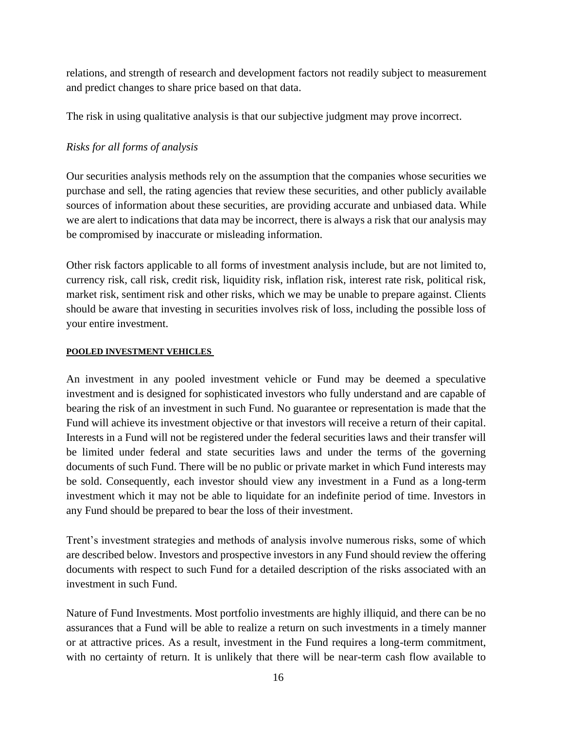relations, and strength of research and development factors not readily subject to measurement and predict changes to share price based on that data.

The risk in using qualitative analysis is that our subjective judgment may prove incorrect.

*Risks for all forms of analysis*

Our securities analysis methods rely on the assumption that the companies whose securities we purchase and sell, the rating agencies that review these securities, and other publicly available sources of information about these securities, are providing accurate and unbiased data. While we are alert to indications that data may be incorrect, there is always a risk that our analysis may be compromised by inaccurate or misleading information.

Other risk factors applicable to all forms of investment analysis include, but are not limited to, currency risk, call risk, credit risk, liquidity risk, inflation risk, interest rate risk, political risk, market risk, sentiment risk and other risks, which we may be unable to prepare against. Clients should be aware that investing in securities involves risk of loss, including the possible loss of your entire investment.

**POOLED INVESTMENT VEHICLES**

An investment in any pooled investment vehicle or Fund may be deemed a speculative investment and is designed for sophisticated investors who fully understand and are capable of bearing the risk of an investment in such Fund. No guarantee or representation is made that the Fund will achieve its investment objective or that investors will receive a return of their capital. Interests in a Fund will not be registered under the federal securities laws and their transfer will be limited under federal and state securities laws and under the terms of the governing documents of such Fund. There will be no public or private market in which Fund interests may be sold. Consequently, each investor should view any investment in a Fund as a long-term investment which it may not be able to liquidate for an indefinite period of time. Investors in any Fund should be prepared to bear the loss of their investment.

Trent's investment strategies and methods of analysis involve numerous risks, some of which are described below. Investors and prospective investors in any Fund should review the offering documents with respect to such Fund for a detailed description of the risks associated with an investment in such Fund.

Nature of Fund Investments. Most portfolio investments are highly illiquid, and there can be no assurances that a Fund will be able to realize a return on such investments in a timely manner or at attractive prices. As a result, investment in the Fund requires a long-term commitment, with no certainty of return. It is unlikely that there will be near-term cash flow available to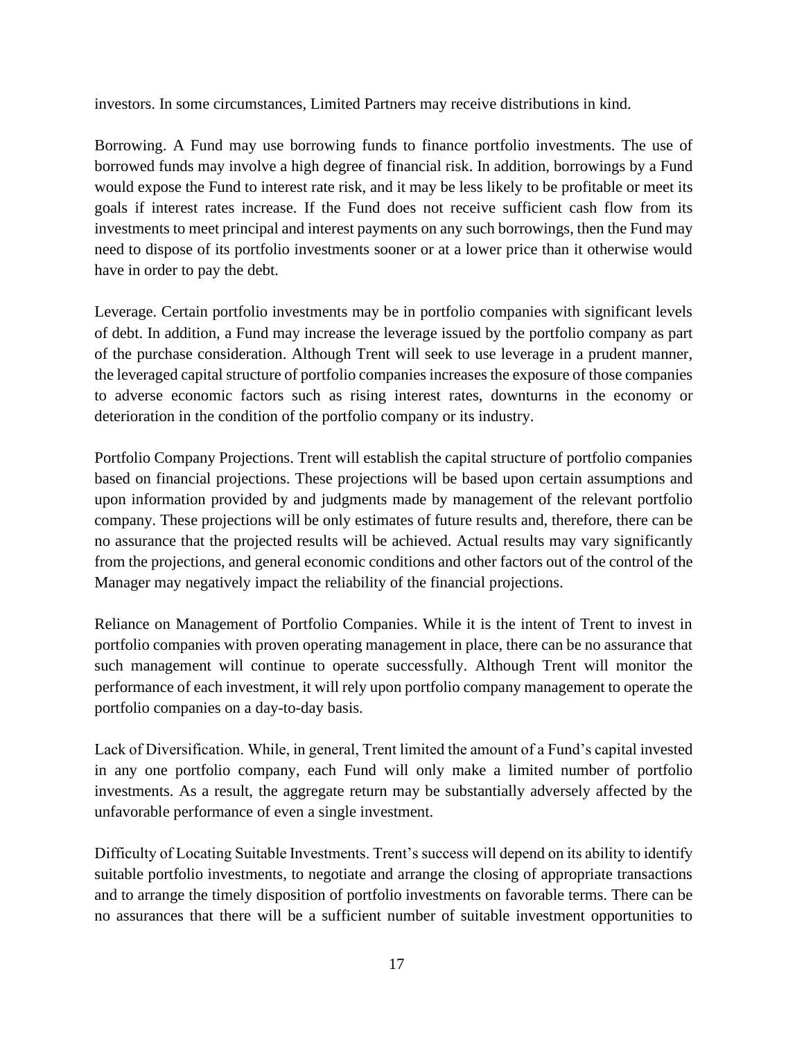investors. In some circumstances, Limited Partners may receive distributions in kind.

Borrowing. A Fund may use borrowing funds to finance portfolio investments. The use of borrowed funds may involve a high degree of financial risk. In addition, borrowings by a Fund would expose the Fund to interest rate risk, and it may be less likely to be profitable or meet its goals if interest rates increase. If the Fund does not receive sufficient cash flow from its investments to meet principal and interest payments on any such borrowings, then the Fund may need to dispose of its portfolio investments sooner or at a lower price than it otherwise would have in order to pay the debt.

Leverage. Certain portfolio investments may be in portfolio companies with significant levels of debt. In addition, a Fund may increase the leverage issued by the portfolio company as part of the purchase consideration. Although Trent will seek to use leverage in a prudent manner, the leveraged capital structure of portfolio companies increases the exposure of those companies to adverse economic factors such as rising interest rates, downturns in the economy or deterioration in the condition of the portfolio company or its industry.

Portfolio Company Projections. Trent will establish the capital structure of portfolio companies based on financial projections. These projections will be based upon certain assumptions and upon information provided by and judgments made by management of the relevant portfolio company. These projections will be only estimates of future results and, therefore, there can be no assurance that the projected results will be achieved. Actual results may vary significantly from the projections, and general economic conditions and other factors out of the control of the Manager may negatively impact the reliability of the financial projections.

Reliance on Management of Portfolio Companies. While it is the intent of Trent to invest in portfolio companies with proven operating management in place, there can be no assurance that such management will continue to operate successfully. Although Trent will monitor the performance of each investment, it will rely upon portfolio company management to operate the portfolio companies on a day-to-day basis.

Lack of Diversification. While, in general, Trent limited the amount of a Fund's capital invested in any one portfolio company, each Fund will only make a limited number of portfolio investments. As a result, the aggregate return may be substantially adversely affected by the unfavorable performance of even a single investment.

Difficulty of Locating Suitable Investments. Trent's success will depend on its ability to identify suitable portfolio investments, to negotiate and arrange the closing of appropriate transactions and to arrange the timely disposition of portfolio investments on favorable terms. There can be no assurances that there will be a sufficient number of suitable investment opportunities to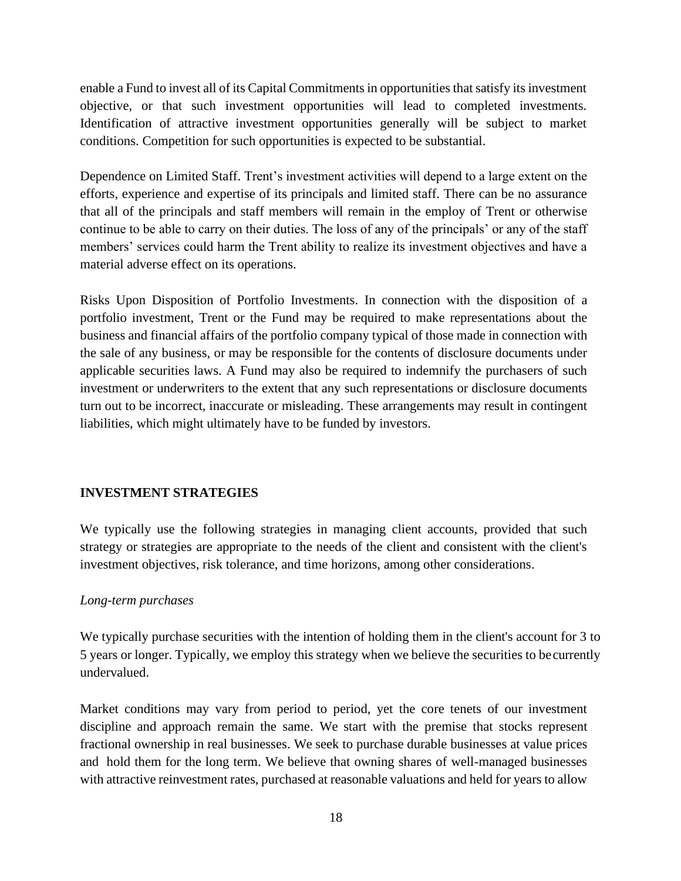enable a Fund to invest all of its Capital Commitments in opportunities that satisfy its investment objective, or that such investment opportunities will lead to completed investments. Identification of attractive investment opportunities generally will be subject to market conditions. Competition for such opportunities is expected to be substantial.

Dependence on Limited Staff. Trent's investment activities will depend to a large extent on the efforts, experience and expertise of its principals and limited staff. There can be no assurance that all of the principals and staff members will remain in the employ of Trent or otherwise continue to be able to carry on their duties. The loss of any of the principals' or any of the staff members' services could harm the Trent ability to realize its investment objectives and have a material adverse effect on its operations.

Risks Upon Disposition of Portfolio Investments. In connection with the disposition of a portfolio investment, Trent or the Fund may be required to make representations about the business and financial affairs of the portfolio company typical of those made in connection with the sale of any business, or may be responsible for the contents of disclosure documents under applicable securities laws. A Fund may also be required to indemnify the purchasers of such investment or underwriters to the extent that any such representations or disclosure documents turn out to be incorrect, inaccurate or misleading. These arrangements may result in contingent liabilities, which might ultimately have to be funded by investors.

## INVESTMENT STRATEGIES

We typically use the following strategies in managing client accounts, provided that such strategy or strategies are appropriate to the needs of the client and consistent with the client's investment objectives, risk tolerance, and time horizons, among other considerations.

*Long-term purchases*

We typically purchase securities with the intention of holding them in the client's account for 3 to 5 years or longer. Typically, we employ this strategy when we believe the securities to be currently undervalued.

Market conditions may vary from period to period, yet the core tenets of our investment discipline and approach remain the same. We start with the premise that stocks represent fractional ownership in real businesses. We seek to purchase durable businesses at value prices and hold them for the long term. We believe that owning shares of well-managed businesses with attractive reinvestment rates, purchased at reasonable valuations and held for years to allow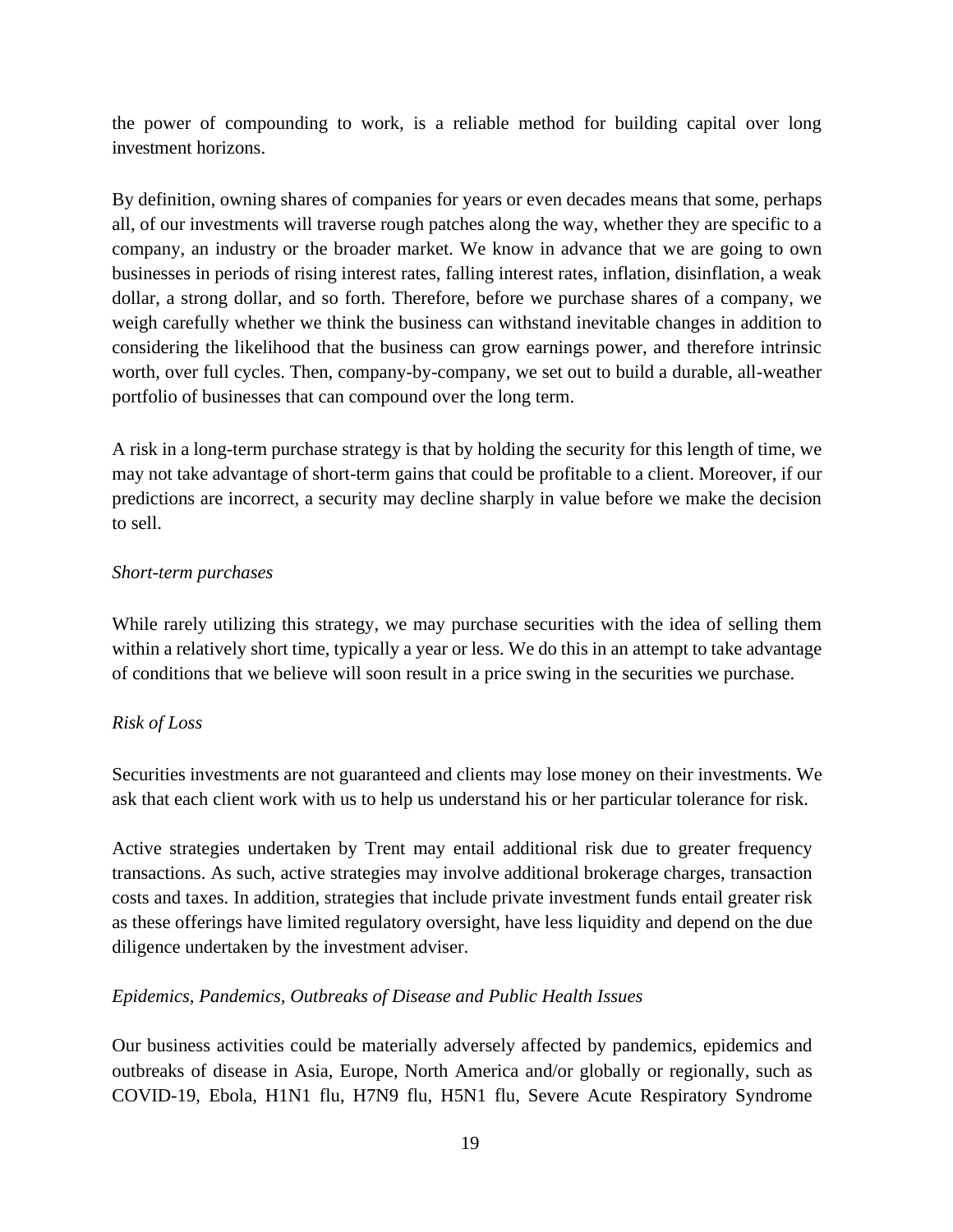the power of compounding to work, is a reliable method for building capital over long investment horizons.

By definition, owning shares of companies for years or even decades means that some, perhaps all, of our investments will traverse rough patches along the way, whether they are specific to a company, an industry or the broader market. We know in advance that we are going to own businesses in periods of rising interest rates, falling interest rates, inflation, disinflation, a weak dollar, a strong dollar, and so forth. Therefore, before we purchase shares of a company, we weigh carefully whether we think the business can withstand inevitable changes in addition to considering the likelihood that the business can grow earnings power, and therefore intrinsic worth, over full cycles. Then, company-by-company, we set out to build a durable, all-weather portfolio of businesses that can compound over the long term.

A risk in a long-term purchase strategy is that by holding the security for this length of time, we may not take advantage of short-term gains that could be profitable to a client. Moreover, if our predictions are incorrect, a security may decline sharply in value before we make the decision to sell.

*Short-term purchases*

While rarely utilizing this strategy, we may purchase securities with the idea of selling them within a relatively short time, typically a year or less. We do this in an attempt to take advantage of conditions that we believe will soon result in a price swing in the securities we purchase.

*Risk of Loss*

Securities investments are not guaranteed and clients may lose money on their investments. We ask that each client work with us to help us understand his or her particular tolerance for risk.

Active strategies undertaken by Trent may entail additional risk due to greater frequency transactions. As such, active strategies may involve additional brokerage charges, transaction costs and taxes. In addition, strategies that include private investment funds entail greater risk as these offerings have limited regulatory oversight, have less liquidity and depend on the due diligence undertaken by the investment adviser.

*Epidemics, Pandemics, Outbreaks of Disease and Public Health Issues*

Our business activities could be materially adversely affected by pandemics, epidemics and outbreaks of disease in Asia, Europe, North America and/or globally or regionally, such as COVID-19, Ebola, H1N1 flu, H7N9 flu, H5N1 flu, Severe Acute Respiratory Syndrome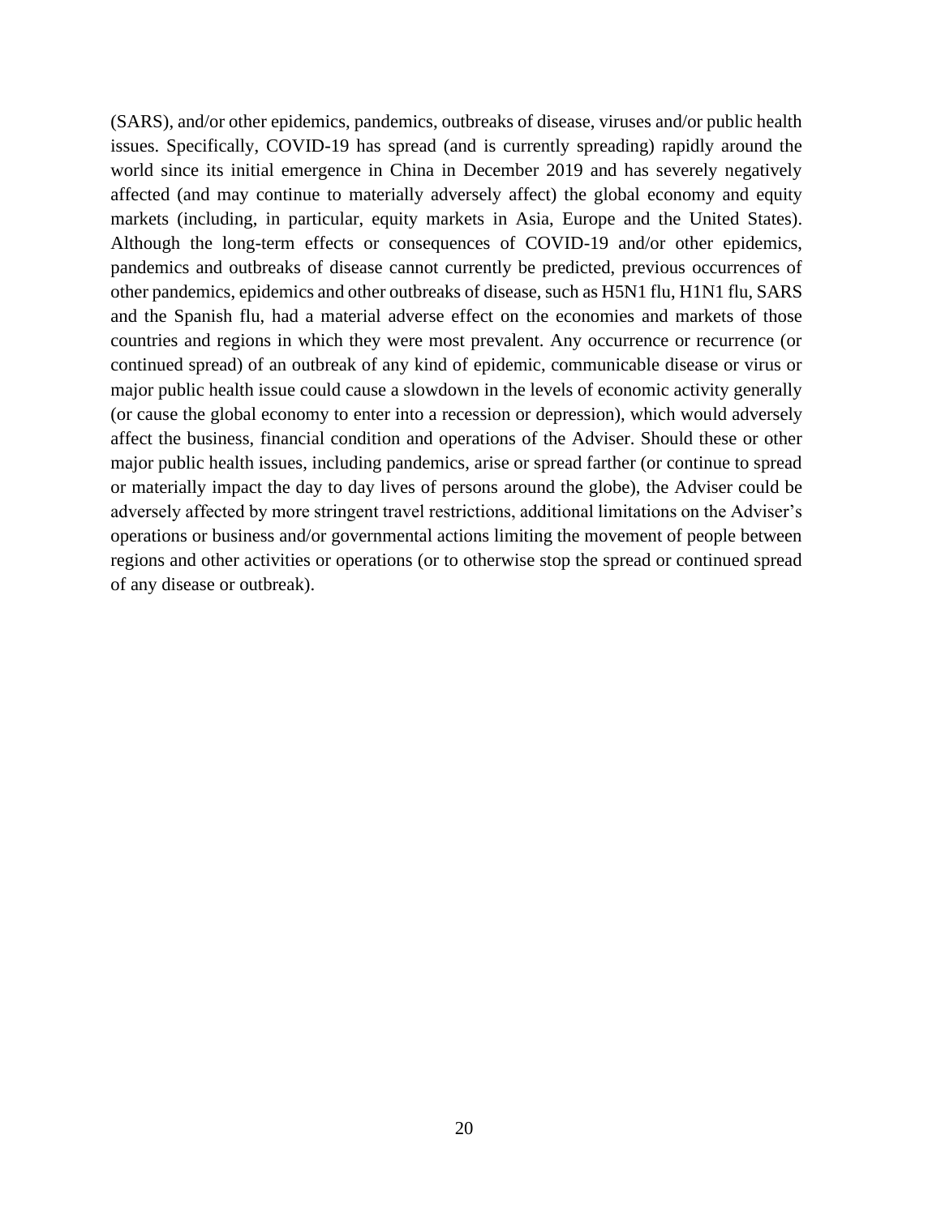(SARS), and/or other epidemics, pandemics, outbreaks of disease, viruses and/or public health issues. Specifically, COVID-19 has spread (and is currently spreading) rapidly around the world since its initial emergence in China in December 2019 and has severely negatively affected (and may continue to materially adversely affect) the global economy and equity markets (including, in particular, equity markets in Asia, Europe and the United States). Although the long-term effects or consequences of COVID-19 and/or other epidemics, pandemics and outbreaks of disease cannot currently be predicted, previous occurrences of other pandemics, epidemics and other outbreaks of disease, such as H5N1 flu, H1N1 flu, SARS and the Spanish flu, had a material adverse effect on the economies and markets of those countries and regions in which they were most prevalent. Any occurrence or recurrence (or continued spread) of an outbreak of any kind of epidemic, communicable disease or virus or major public health issue could cause a slowdown in the levels of economic activity generally (or cause the global economy to enter into a recession or depression), which would adversely affect the business, financial condition and operations of the Adviser. Should these or other major public health issues, including pandemics, arise or spread farther (or continue to spread or materially impact the day to day lives of persons around the globe), the Adviser could be adversely affected by more stringent travel restrictions, additional limitations on the Adviser's operations or business and/or governmental actions limiting the movement of people between regions and other activities or operations (or to otherwise stop the spread or continued spread of any disease or outbreak).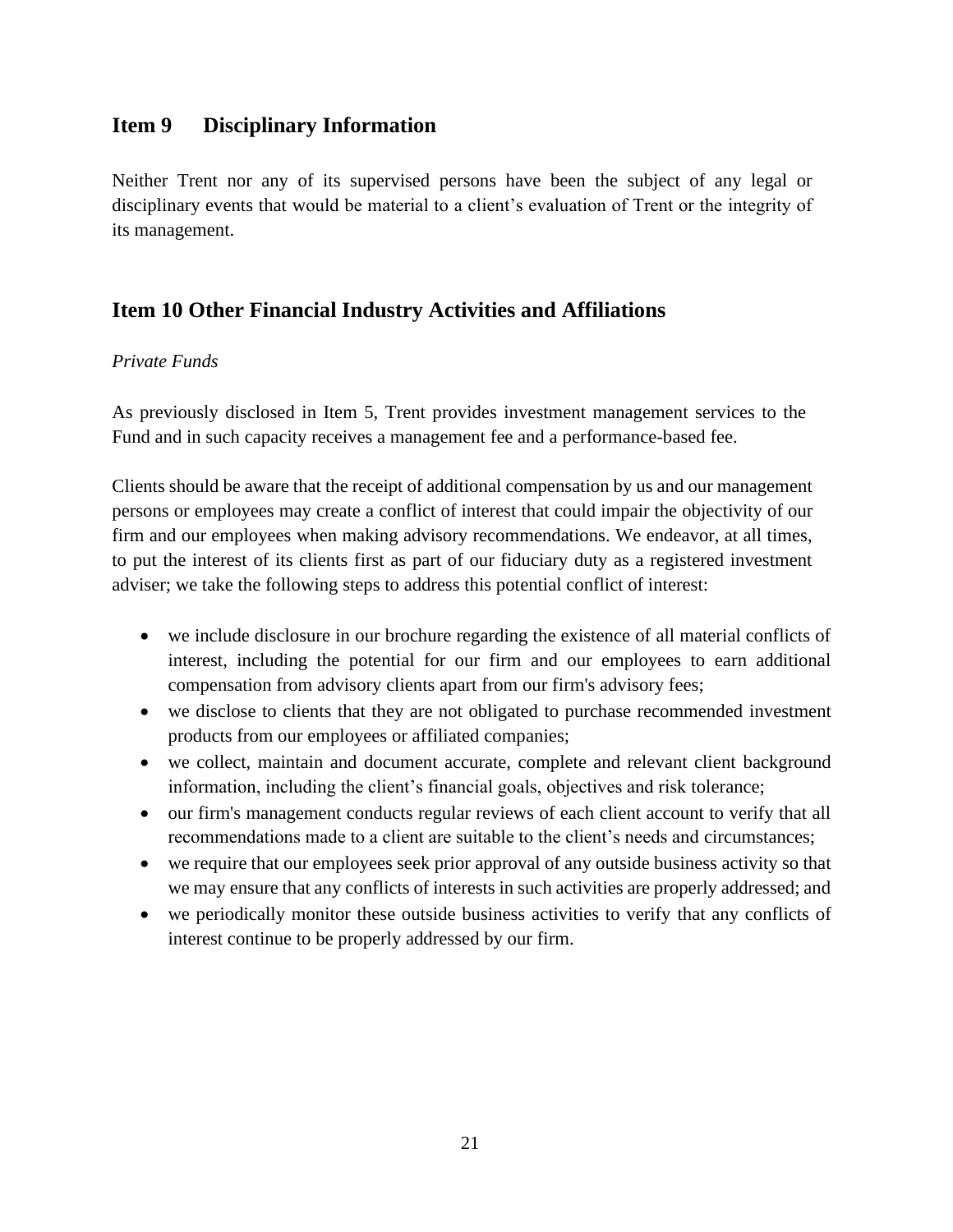## Item 9 Disciplinary Information

Neither Trent nor any of its supervised persons have been the subject of any legal or disciplinary events that would be material to a client's evaluation of Trent or the integrity of its management.

## Item 10 Other Financial Industry Activities and Affiliations

*Private Funds*

As previously disclosed in Item 5, Trent provides investment management services to the Fund and in such capacity receives a management fee and a performance-based fee.

Clients should be aware that the receipt of additional compensation by us and our management persons or employees may create a conflict of interest that could impair the objectivity of our firm and our employees when making advisory recommendations. We endeavor, at all times, to put the interest of its clients first as part of our fiduciary duty as a registered investment adviser; we take the following steps to address this potential conflict of interest:

- we include disclosure in our brochure regarding the existence of all material conflicts of interest, including the potential for our firm and our employees to earn additional compensation from advisory clients apart from our firm's advisory fees;
- we disclose to clients that they are not obligated to purchase recommended investment products from our employees or affiliated companies;
- we collect, maintain and document accurate, complete and relevant client background information, including the client's financial goals, objectives and risk tolerance;
- our firm's management conducts regular reviews of each client account to verify that all recommendations made to a client are suitable to the client's needs and circumstances;
- we require that our employees seek prior approval of any outside business activity so that we may ensure that any conflicts of interests in such activities are properly addressed; and
- we periodically monitor these outside business activities to verify that any conflicts of interest continue to be properly addressed by our firm.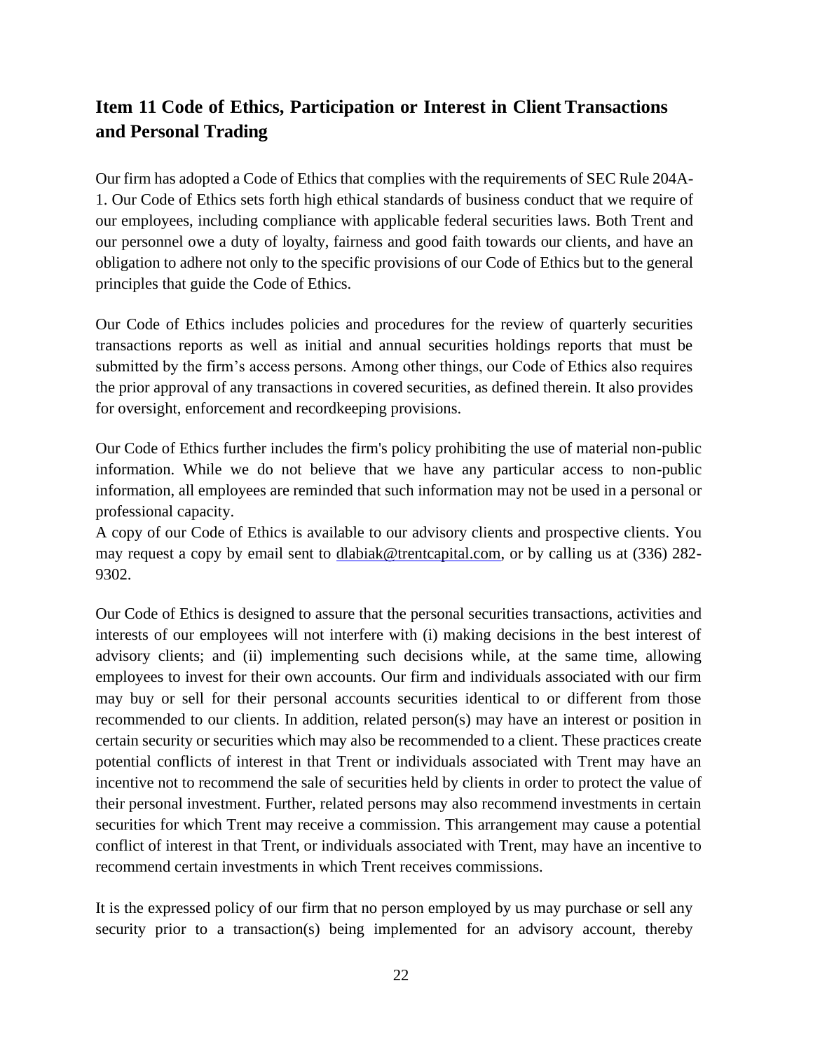## Item 11 Code of Ethics, Participation or Interest in Client Transactions and Personal Trading

Our firm has adopted a Code of Ethics that complies with the requirements of SEC Rule 204A-1. Our Code of Ethics sets forth high ethical standards of business conduct that we require of our employees, including compliance with applicable federal securities laws. Both Trent and our personnel owe a duty of loyalty, fairness and good faith towards our clients, and have an obligation to adhere not only to the specific provisions of our Code of Ethics but to the general principles that guide the Code of Ethics.

Our Code of Ethics includes policies and procedures for the review of quarterly securities transactions reports as well as initial and annual securities holdings reports that must be submitted by the firm's access persons. Among other things, our Code of Ethics also requires the prior approval of any transactions in covered securities, as defined therein. It also provides for oversight, enforcement and recordkeeping provisions.

Our Code of Ethics further includes the firm's policy prohibiting the use of material non-public information. While we do not believe that we have any particular access to non-public information, all employees are reminded that such information may not be used in a personal or professional capacity.

A copy of our Code of Ethics is available to our advisory clients and prospective clients. You may request a copy by email sent to dlabiak@trentcapital.com, or by calling us at (336) 282-9302.

Our Code of Ethics is designed to assure that the personal securities transactions, activities and interests of our employees will not interfere with (i) making decisions in the best interest of advisory clients; and (ii) implementing such decisions while, at the same time, allowing employees to invest for their own accounts. Our firm and individuals associated with our firm may buy or sell for their personal accounts securities identical to or different from those recommended to our clients. In addition, related person(s) may have an interest or position in certain security or securities which may also be recommended to a client. These practices create potential conflicts of interest in that Trent or individuals associated with Trent may have an incentive not to recommend the sale of securities held by clients in order to protect the value of their personal investment. Further, related persons may also recommend investments in certain securities for which Trent may receive a commission. This arrangement may cause a potential conflict of interest in that Trent, or individuals associated with Trent, may have an incentive to recommend certain investments in which Trent receives commissions.

It is the expressed policy of our firm that no person employed by us may purchase or sell any security prior to a transaction(s) being implemented for an advisory account, thereby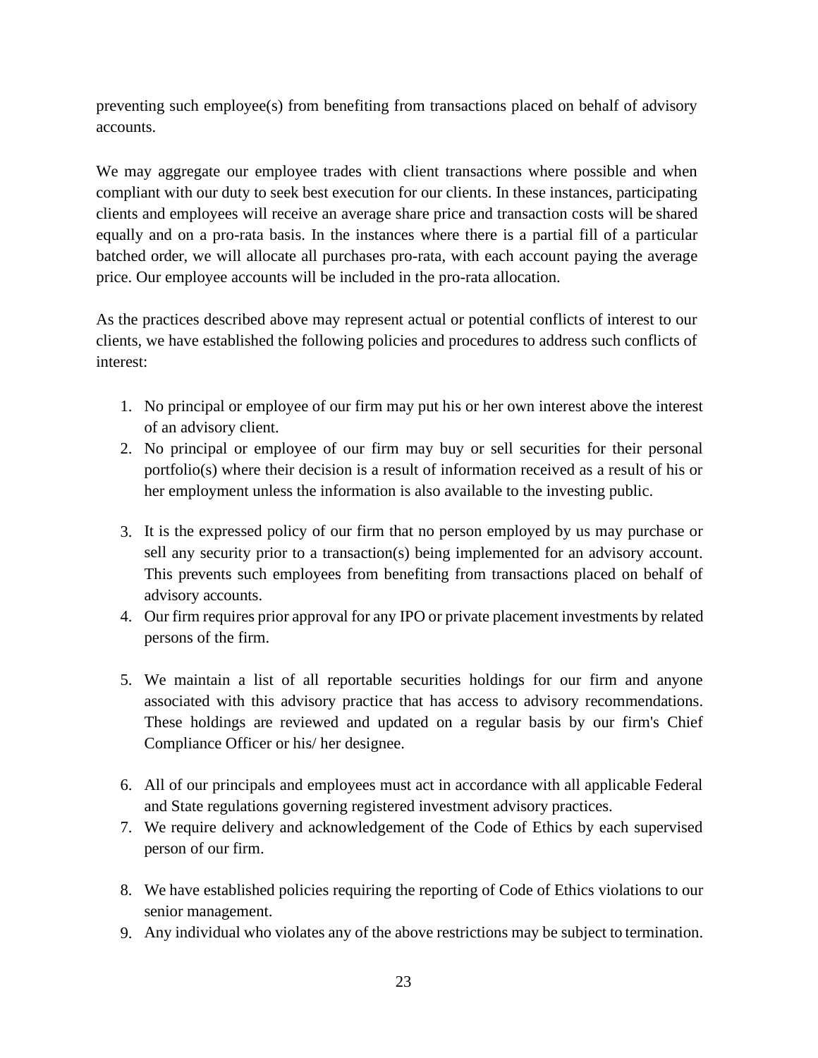preventing such employee(s) from benefiting from transactions placed on behalf of advisory accounts.

We may aggregate our employee trades with client transactions where possible and when compliant with our duty to seek best execution for our clients. In these instances, participating clients and employees will receive an average share price and transaction costs will be shared equally and on a pro-rata basis. In the instances where there is a partial fill of a particular batched order, we will allocate all purchases pro-rata, with each account paying the average price. Our employee accounts will be included in the pro-rata allocation.

As the practices described above may represent actual or potential conflicts of interest to our clients, we have established the following policies and procedures to address such conflicts of interest:

1. No principal or employee of our firm may put his or her own interest above the interest of an advisory client.
2. No principal or employee of our firm may buy or sell securities for their personal portfolio(s) where their decision is a result of information received as a result of his or her employment unless the information is also available to the investing public.
3. It is the expressed policy of our firm that no person employed by us may purchase or sell any security prior to a transaction(s) being implemented for an advisory account. This prevents such employees from benefiting from transactions placed on behalf of advisory accounts.
4. Our firm requires prior approval for any IPO or private placement investments by related persons of the firm.
5. We maintain a list of all reportable securities holdings for our firm and anyone associated with this advisory practice that has access to advisory recommendations. These holdings are reviewed and updated on a regular basis by our firm's Chief Compliance Officer or his/ her designee.
6. All of our principals and employees must act in accordance with all applicable Federal and State regulations governing registered investment advisory practices.
7. We require delivery and acknowledgement of the Code of Ethics by each supervised person of our firm.
8. We have established policies requiring the reporting of Code of Ethics violations to our senior management.
9. Any individual who violates any of the above restrictions may be subject to termination.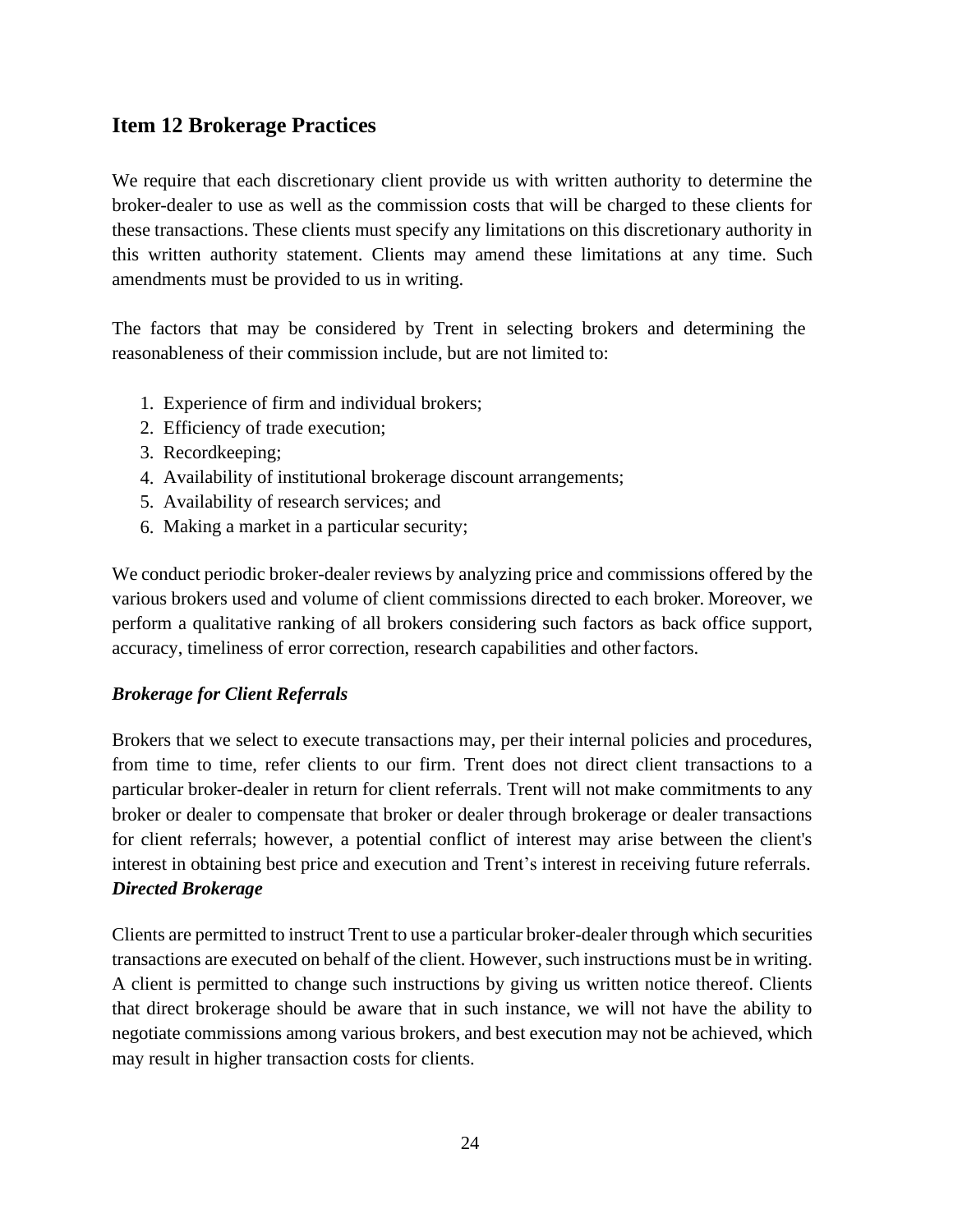## Item 12 Brokerage Practices

We require that each discretionary client provide us with written authority to determine the broker-dealer to use as well as the commission costs that will be charged to these clients for these transactions. These clients must specify any limitations on this discretionary authority in this written authority statement. Clients may amend these limitations at any time. Such amendments must be provided to us in writing.

The factors that may be considered by Trent in selecting brokers and determining the reasonableness of their commission include, but are not limited to:

1. Experience of firm and individual brokers;
2. Efficiency of trade execution;
3. Recordkeeping;
4. Availability of institutional brokerage discount arrangements;
5. Availability of research services; and
6. Making a market in a particular security;

We conduct periodic broker-dealer reviews by analyzing price and commissions offered by the various brokers used and volume of client commissions directed to each broker. Moreover, we perform a qualitative ranking of all brokers considering such factors as back office support, accuracy, timeliness of error correction, research capabilities and other factors.

***Brokerage for Client Referrals***

Brokers that we select to execute transactions may, per their internal policies and procedures, from time to time, refer clients to our firm. Trent does not direct client transactions to a particular broker-dealer in return for client referrals. Trent will not make commitments to any broker or dealer to compensate that broker or dealer through brokerage or dealer transactions for client referrals; however, a potential conflict of interest may arise between the client's interest in obtaining best price and execution and Trent's interest in receiving future referrals.

***Directed Brokerage***

Clients are permitted to instruct Trent to use a particular broker-dealer through which securities transactions are executed on behalf of the client. However, such instructions must be in writing. A client is permitted to change such instructions by giving us written notice thereof. Clients that direct brokerage should be aware that in such instance, we will not have the ability to negotiate commissions among various brokers, and best execution may not be achieved, which may result in higher transaction costs for clients.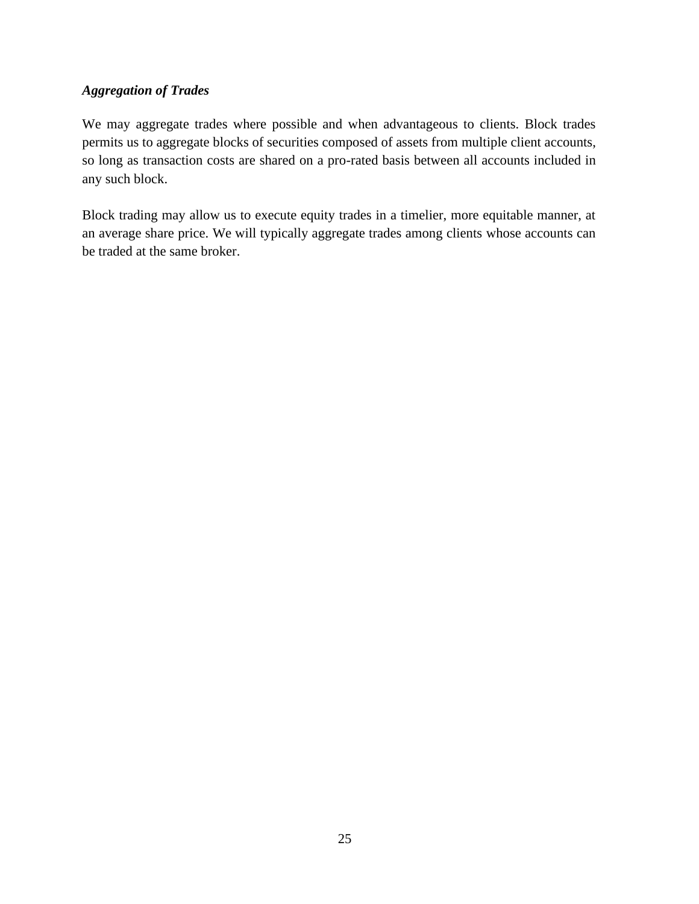***Aggregation of Trades***

We may aggregate trades where possible and when advantageous to clients. Block trades permits us to aggregate blocks of securities composed of assets from multiple client accounts, so long as transaction costs are shared on a pro-rated basis between all accounts included in any such block.

Block trading may allow us to execute equity trades in a timelier, more equitable manner, at an average share price. We will typically aggregate trades among clients whose accounts can be traded at the same broker.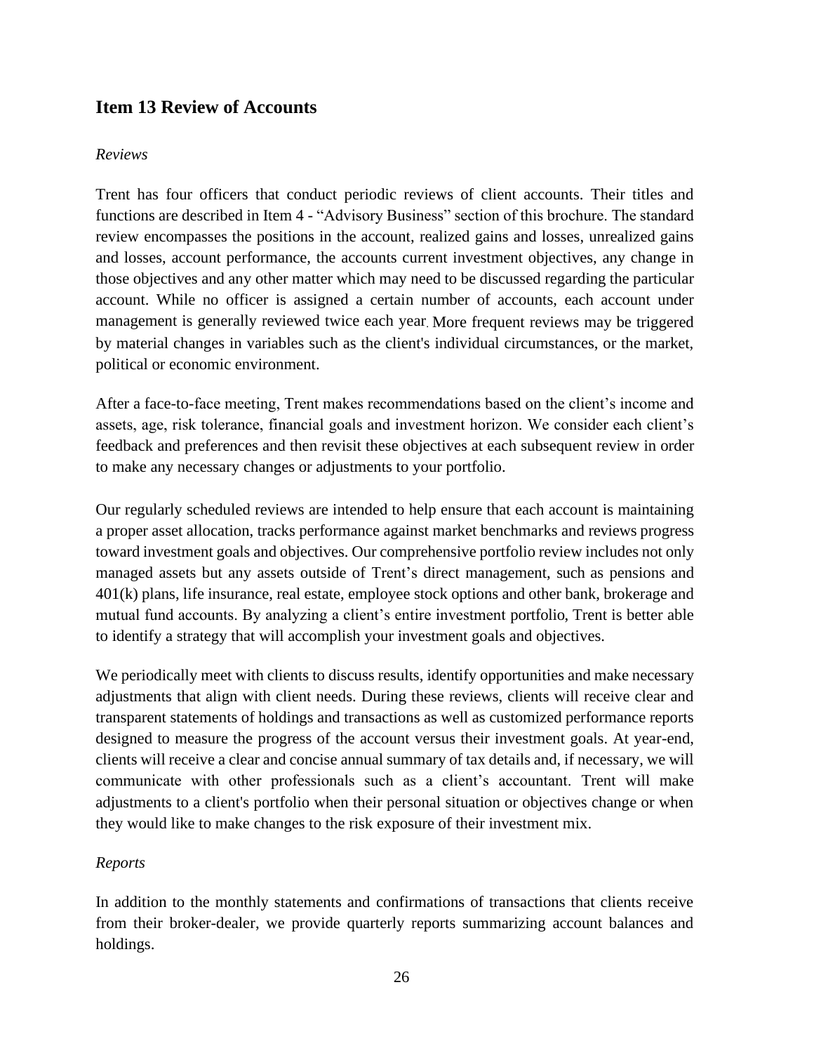## Item 13 Review of Accounts

*Reviews*

Trent has four officers that conduct periodic reviews of client accounts. Their titles and functions are described in Item 4 - "Advisory Business" section of this brochure. The standard review encompasses the positions in the account, realized gains and losses, unrealized gains and losses, account performance, the accounts current investment objectives, any change in those objectives and any other matter which may need to be discussed regarding the particular account. While no officer is assigned a certain number of accounts, each account under management is generally reviewed twice each year. More frequent reviews may be triggered by material changes in variables such as the client's individual circumstances, or the market, political or economic environment.

After a face-to-face meeting, Trent makes recommendations based on the client's income and assets, age, risk tolerance, financial goals and investment horizon. We consider each client's feedback and preferences and then revisit these objectives at each subsequent review in order to make any necessary changes or adjustments to your portfolio.

Our regularly scheduled reviews are intended to help ensure that each account is maintaining a proper asset allocation, tracks performance against market benchmarks and reviews progress toward investment goals and objectives. Our comprehensive portfolio review includes not only managed assets but any assets outside of Trent's direct management, such as pensions and 401(k) plans, life insurance, real estate, employee stock options and other bank, brokerage and mutual fund accounts. By analyzing a client's entire investment portfolio, Trent is better able to identify a strategy that will accomplish your investment goals and objectives.

We periodically meet with clients to discuss results, identify opportunities and make necessary adjustments that align with client needs. During these reviews, clients will receive clear and transparent statements of holdings and transactions as well as customized performance reports designed to measure the progress of the account versus their investment goals. At year-end, clients will receive a clear and concise annual summary of tax details and, if necessary, we will communicate with other professionals such as a client's accountant. Trent will make adjustments to a client's portfolio when their personal situation or objectives change or when they would like to make changes to the risk exposure of their investment mix.

*Reports*

In addition to the monthly statements and confirmations of transactions that clients receive from their broker-dealer, we provide quarterly reports summarizing account balances and holdings.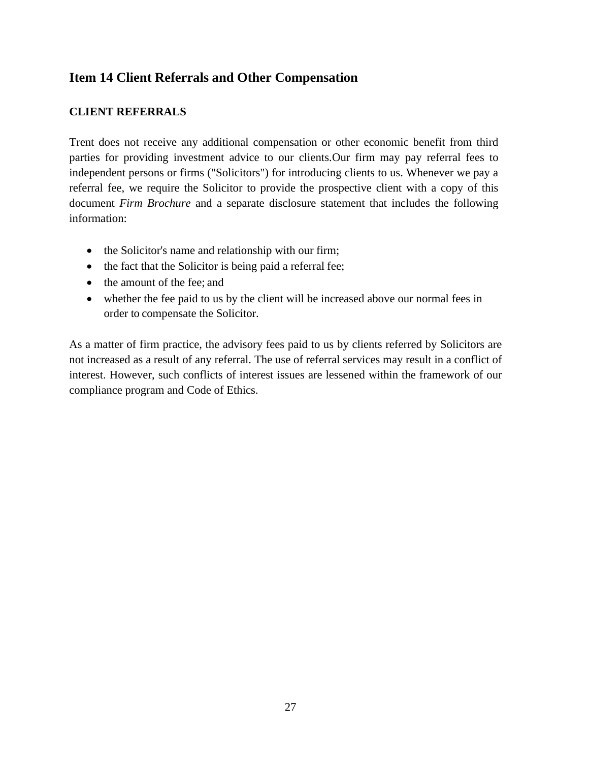## Item 14 Client Referrals and Other Compensation

### CLIENT REFERRALS

Trent does not receive any additional compensation or other economic benefit from third parties for providing investment advice to our clients.Our firm may pay referral fees to independent persons or firms ("Solicitors") for introducing clients to us. Whenever we pay a referral fee, we require the Solicitor to provide the prospective client with a copy of this document *Firm Brochure* and a separate disclosure statement that includes the following information:

- the Solicitor's name and relationship with our firm;
- the fact that the Solicitor is being paid a referral fee;
- the amount of the fee; and
- whether the fee paid to us by the client will be increased above our normal fees in order to compensate the Solicitor.

As a matter of firm practice, the advisory fees paid to us by clients referred by Solicitors are not increased as a result of any referral. The use of referral services may result in a conflict of interest. However, such conflicts of interest issues are lessened within the framework of our compliance program and Code of Ethics.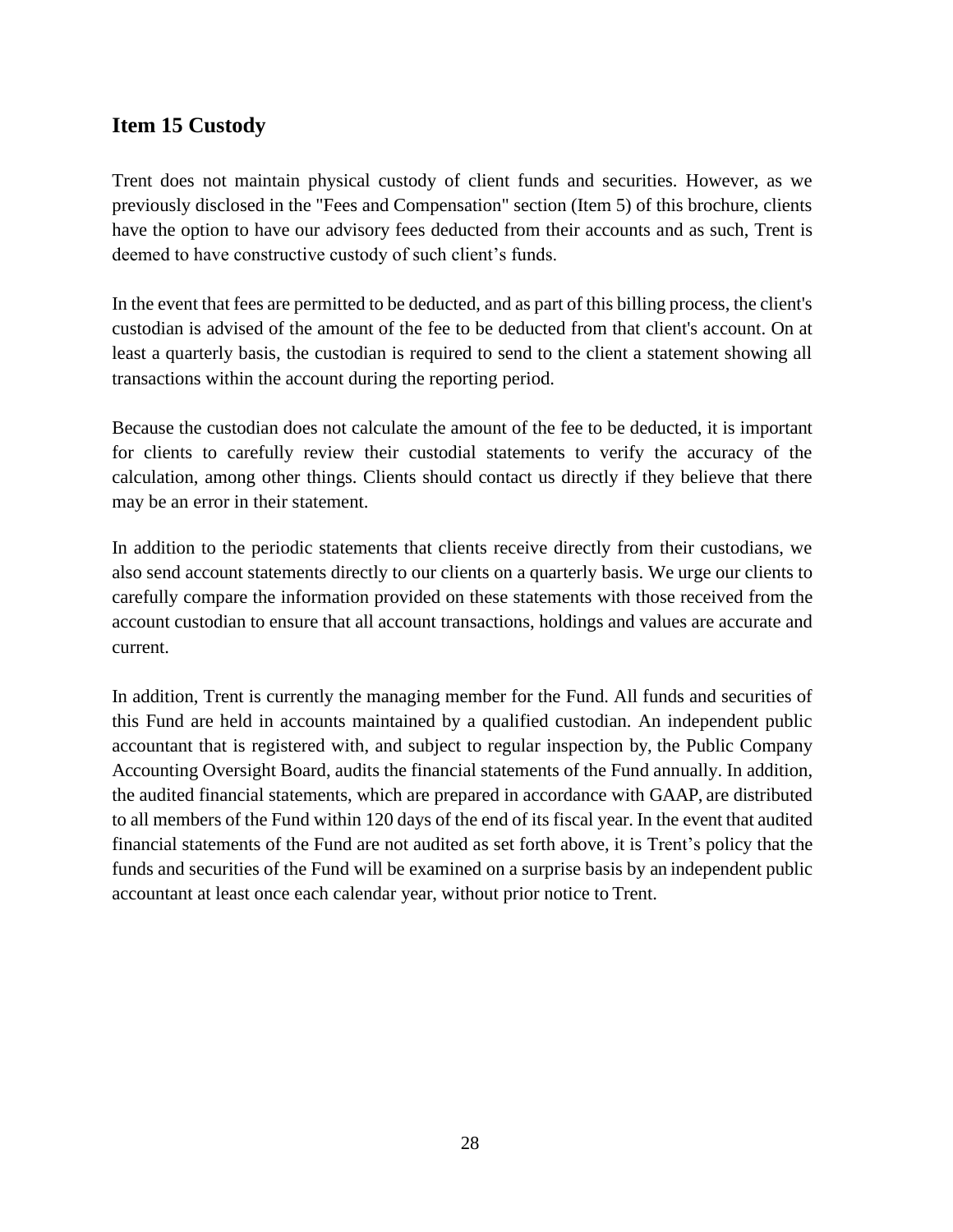## Item 15 Custody

Trent does not maintain physical custody of client funds and securities. However, as we previously disclosed in the "Fees and Compensation" section (Item 5) of this brochure, clients have the option to have our advisory fees deducted from their accounts and as such, Trent is deemed to have constructive custody of such client's funds.

In the event that fees are permitted to be deducted, and as part of this billing process, the client's custodian is advised of the amount of the fee to be deducted from that client's account. On at least a quarterly basis, the custodian is required to send to the client a statement showing all transactions within the account during the reporting period.

Because the custodian does not calculate the amount of the fee to be deducted, it is important for clients to carefully review their custodial statements to verify the accuracy of the calculation, among other things. Clients should contact us directly if they believe that there may be an error in their statement.

In addition to the periodic statements that clients receive directly from their custodians, we also send account statements directly to our clients on a quarterly basis. We urge our clients to carefully compare the information provided on these statements with those received from the account custodian to ensure that all account transactions, holdings and values are accurate and current.

In addition, Trent is currently the managing member for the Fund. All funds and securities of this Fund are held in accounts maintained by a qualified custodian. An independent public accountant that is registered with, and subject to regular inspection by, the Public Company Accounting Oversight Board, audits the financial statements of the Fund annually. In addition, the audited financial statements, which are prepared in accordance with GAAP, are distributed to all members of the Fund within 120 days of the end of its fiscal year. In the event that audited financial statements of the Fund are not audited as set forth above, it is Trent's policy that the funds and securities of the Fund will be examined on a surprise basis by an independent public accountant at least once each calendar year, without prior notice to Trent.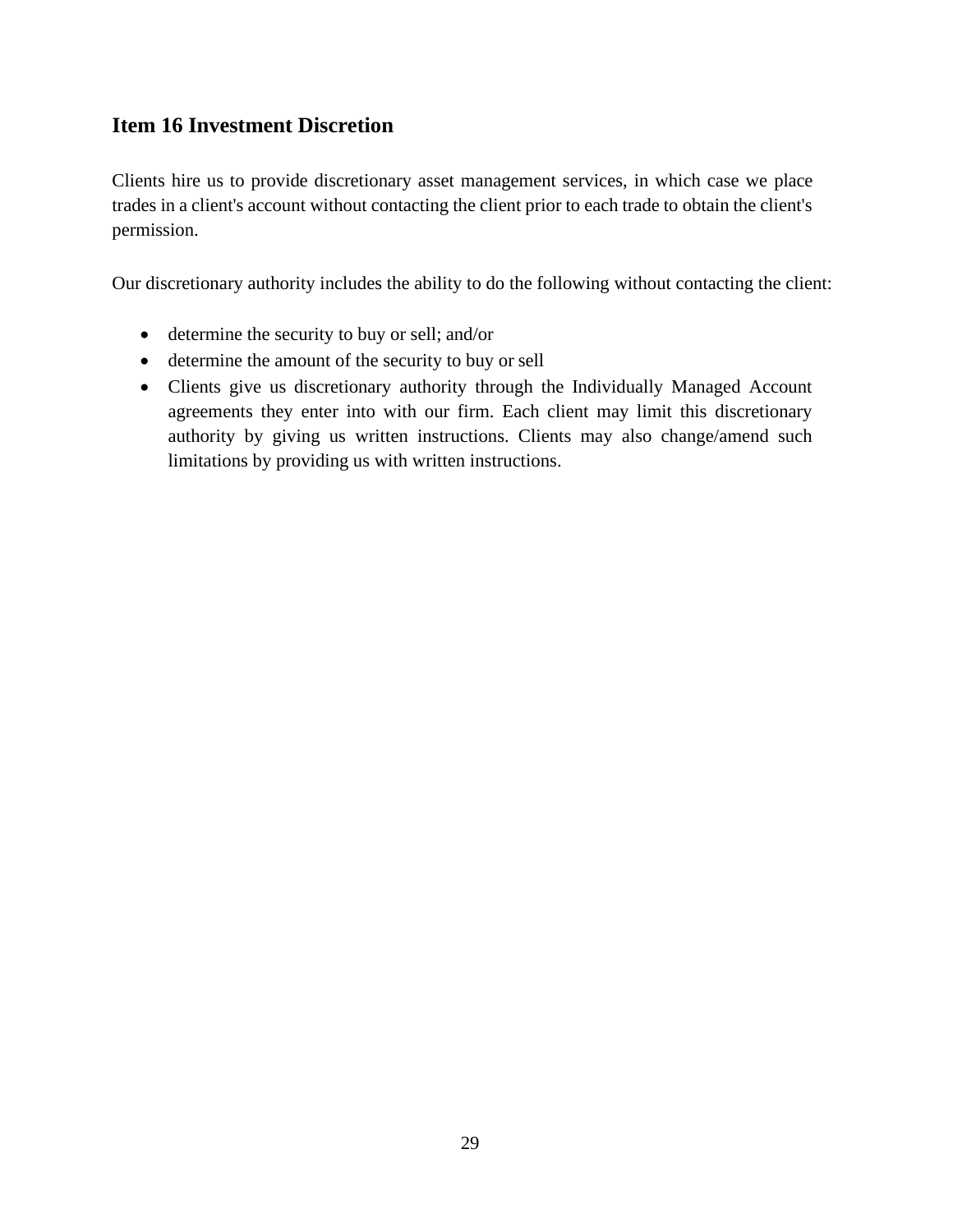## Item 16 Investment Discretion

Clients hire us to provide discretionary asset management services, in which case we place trades in a client's account without contacting the client prior to each trade to obtain the client's permission.

Our discretionary authority includes the ability to do the following without contacting the client:

- determine the security to buy or sell; and/or
- determine the amount of the security to buy or sell
- Clients give us discretionary authority through the Individually Managed Account agreements they enter into with our firm. Each client may limit this discretionary authority by giving us written instructions. Clients may also change/amend such limitations by providing us with written instructions.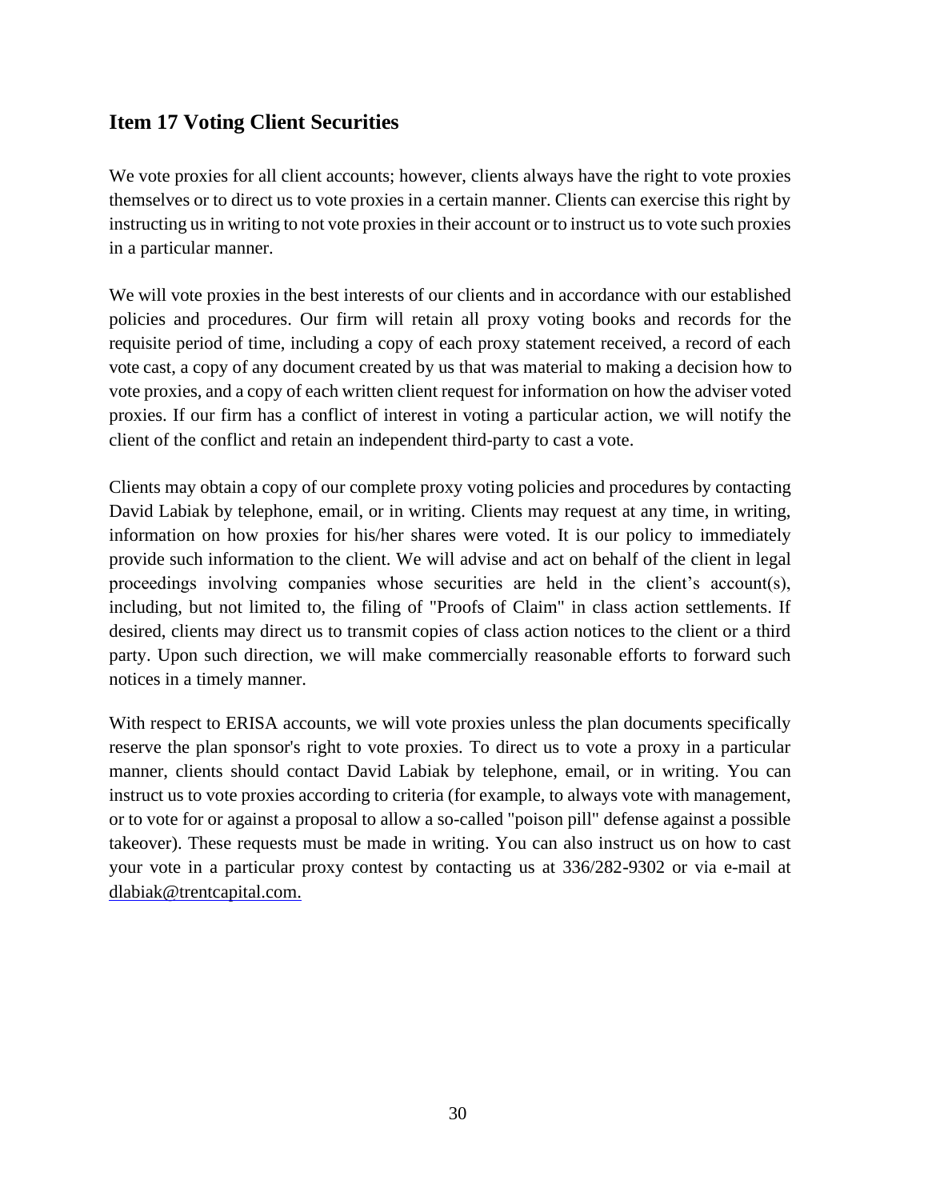## Item 17 Voting Client Securities

We vote proxies for all client accounts; however, clients always have the right to vote proxies themselves or to direct us to vote proxies in a certain manner. Clients can exercise this right by instructing us in writing to not vote proxies in their account or to instruct us to vote such proxies in a particular manner.

We will vote proxies in the best interests of our clients and in accordance with our established policies and procedures. Our firm will retain all proxy voting books and records for the requisite period of time, including a copy of each proxy statement received, a record of each vote cast, a copy of any document created by us that was material to making a decision how to vote proxies, and a copy of each written client request for information on how the adviser voted proxies. If our firm has a conflict of interest in voting a particular action, we will notify the client of the conflict and retain an independent third-party to cast a vote.

Clients may obtain a copy of our complete proxy voting policies and procedures by contacting David Labiak by telephone, email, or in writing. Clients may request at any time, in writing, information on how proxies for his/her shares were voted. It is our policy to immediately provide such information to the client. We will advise and act on behalf of the client in legal proceedings involving companies whose securities are held in the client's account(s), including, but not limited to, the filing of "Proofs of Claim" in class action settlements. If desired, clients may direct us to transmit copies of class action notices to the client or a third party. Upon such direction, we will make commercially reasonable efforts to forward such notices in a timely manner.

With respect to ERISA accounts, we will vote proxies unless the plan documents specifically reserve the plan sponsor's right to vote proxies. To direct us to vote a proxy in a particular manner, clients should contact David Labiak by telephone, email, or in writing. You can instruct us to vote proxies according to criteria (for example, to always vote with management, or to vote for or against a proposal to allow a so-called "poison pill" defense against a possible takeover). These requests must be made in writing. You can also instruct us on how to cast your vote in a particular proxy contest by contacting us at 336/282-9302 or via e-mail at dlabiak@trentcapital.com.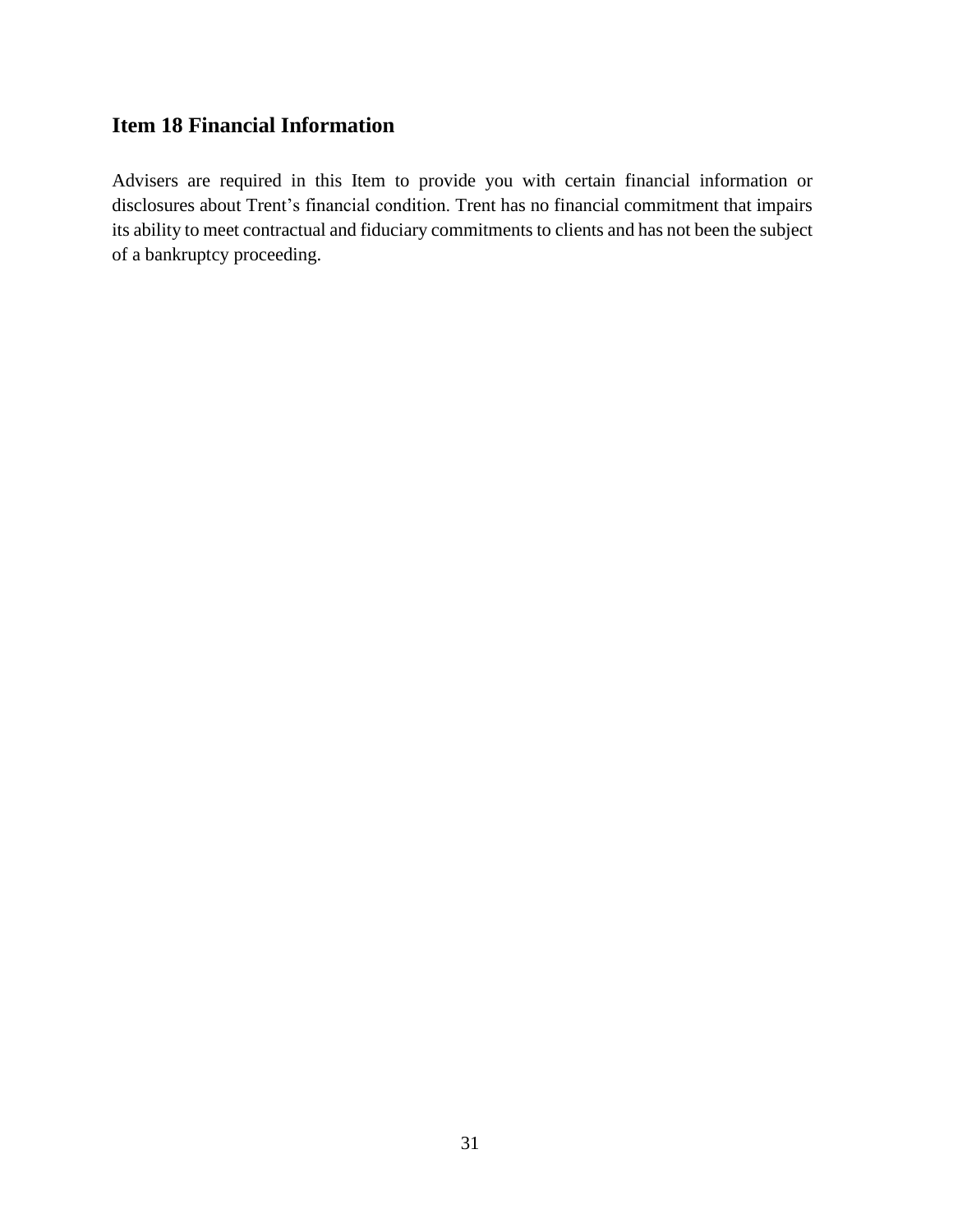## Item 18 Financial Information

Advisers are required in this Item to provide you with certain financial information or disclosures about Trent's financial condition. Trent has no financial commitment that impairs its ability to meet contractual and fiduciary commitments to clients and has not been the subject of a bankruptcy proceeding.